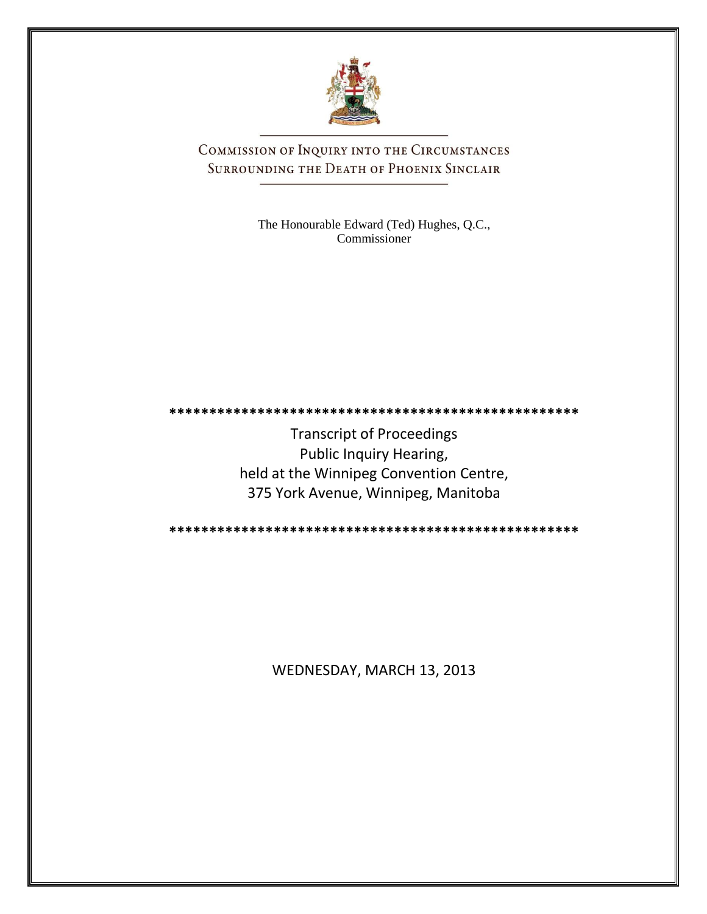# COMMISSION OF INQUIRY INTO THE CIRCUMSTANCES SURROUNDING THE DEATH OF PHOENIX SINCLAIR

The Honourable Edward (Ted) Hughes, Q.C., Commissioner

\*\*\*\*\*\*\*\*\*\*\*\*\*\*\*\*\*\*\*\*\*\*\*\*\*\*\*\*\*\*\*\*\*\*\*\*\*\*\*\*\*\*\*\*\*\*\*\*\*\*\*\*

Transcript of Proceedings
Public Inquiry Hearing,
held at the Winnipeg Convention Centre,
375 York Avenue, Winnipeg, Manitoba

\*\*\*\*\*\*\*\*\*\*\*\*\*\*\*\*\*\*\*\*\*\*\*\*\*\*\*\*\*\*\*\*\*\*\*\*\*\*\*\*\*\*\*\*\*\*\*\*\*\*\*\*

WEDNESDAY, MARCH 13, 2013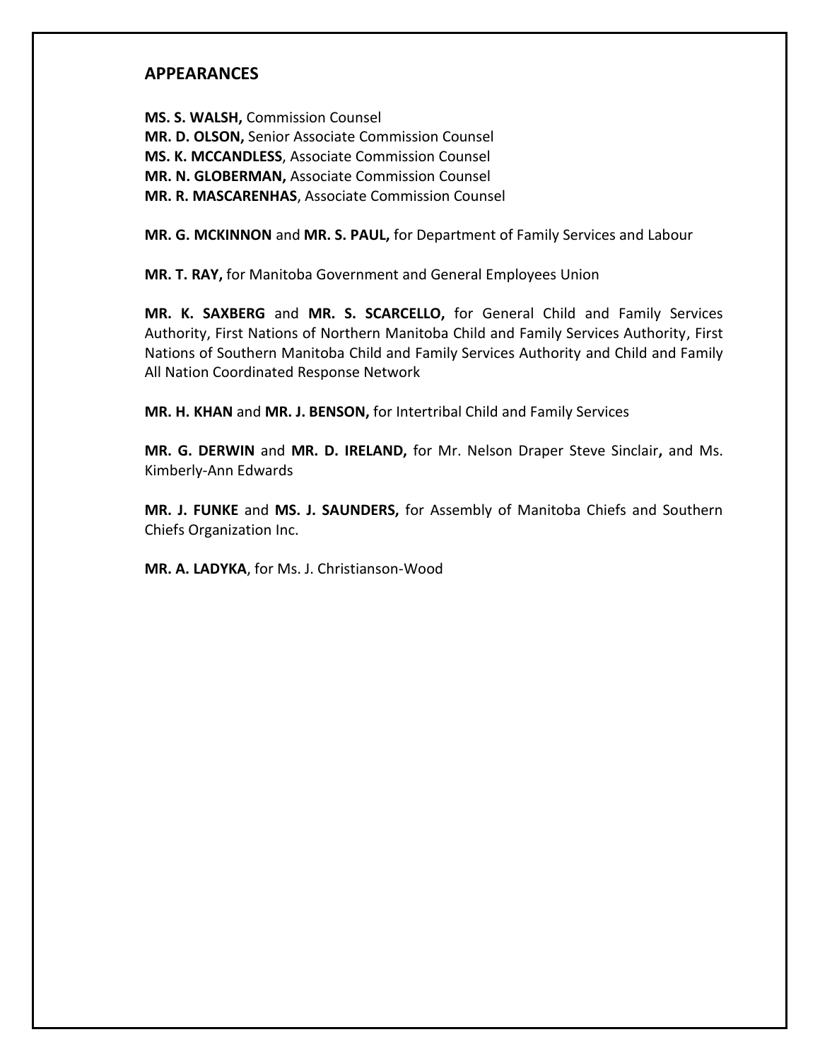## APPEARANCES

**MS. S. WALSH,** Commission Counsel
**MR. D. OLSON,** Senior Associate Commission Counsel
**MS. K. MCCANDLESS**, Associate Commission Counsel
**MR. N. GLOBERMAN,** Associate Commission Counsel
**MR. R. MASCARENHAS**, Associate Commission Counsel

**MR. G. MCKINNON** and **MR. S. PAUL,** for Department of Family Services and Labour

**MR. T. RAY,** for Manitoba Government and General Employees Union

**MR. K. SAXBERG** and **MR. S. SCARCELLO,** for General Child and Family Services Authority, First Nations of Northern Manitoba Child and Family Services Authority, First Nations of Southern Manitoba Child and Family Services Authority and Child and Family All Nation Coordinated Response Network

**MR. H. KHAN** and **MR. J. BENSON,** for Intertribal Child and Family Services

**MR. G. DERWIN** and **MR. D. IRELAND,** for Mr. Nelson Draper Steve Sinclair**,** and Ms. Kimberly-Ann Edwards

**MR. J. FUNKE** and **MS. J. SAUNDERS,** for Assembly of Manitoba Chiefs and Southern Chiefs Organization Inc.

**MR. A. LADYKA**, for Ms. J. Christianson-Wood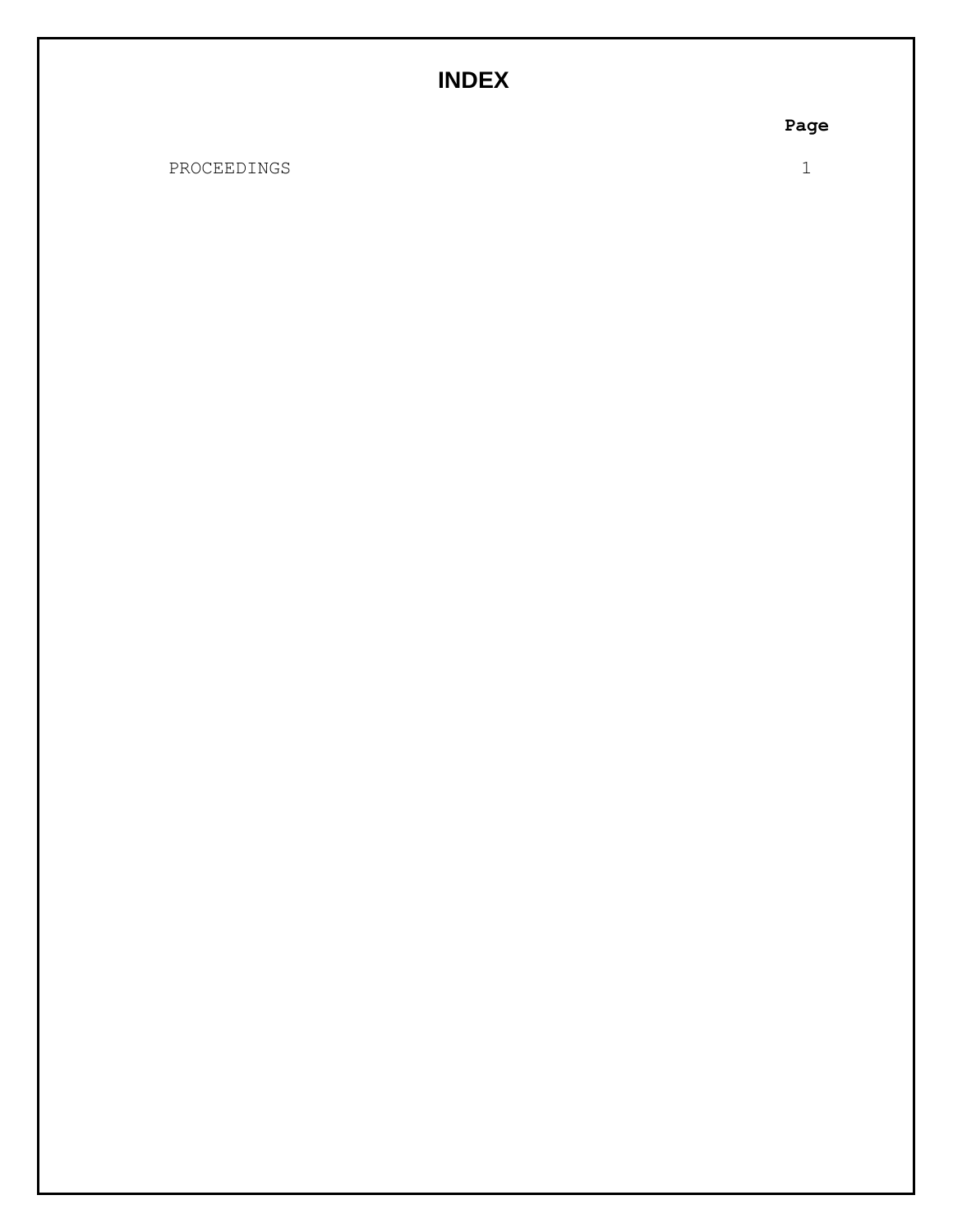# INDEX

| | Page |
|---|---|
| PROCEEDINGS | 1 |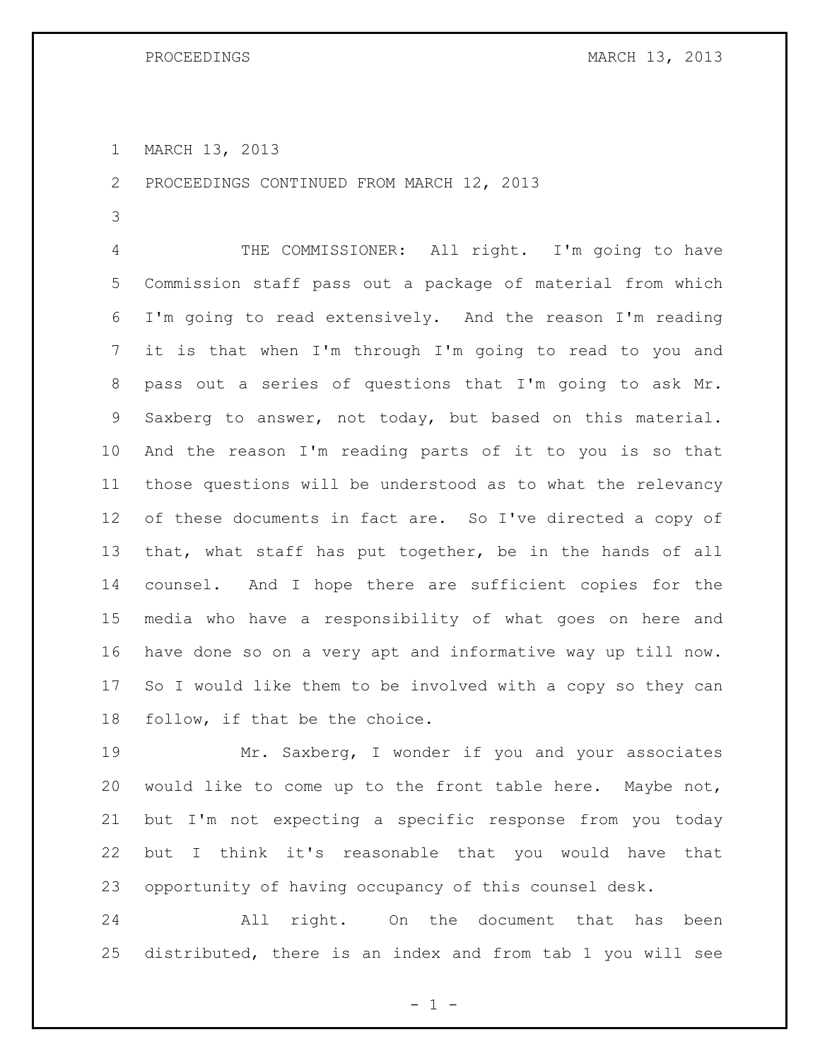MARCH 13, 2013

PROCEEDINGS CONTINUED FROM MARCH 12, 2013

THE COMMISSIONER: All right. I'm going to have Commission staff pass out a package of material from which I'm going to read extensively. And the reason I'm reading it is that when I'm through I'm going to read to you and pass out a series of questions that I'm going to ask Mr. Saxberg to answer, not today, but based on this material. And the reason I'm reading parts of it to you is so that those questions will be understood as to what the relevancy of these documents in fact are. So I've directed a copy of that, what staff has put together, be in the hands of all counsel. And I hope there are sufficient copies for the media who have a responsibility of what goes on here and have done so on a very apt and informative way up till now. So I would like them to be involved with a copy so they can follow, if that be the choice.

Mr. Saxberg, I wonder if you and your associates would like to come up to the front table here. Maybe not, but I'm not expecting a specific response from you today but I think it's reasonable that you would have that opportunity of having occupancy of this counsel desk.

All right. On the document that has been distributed, there is an index and from tab 1 you will see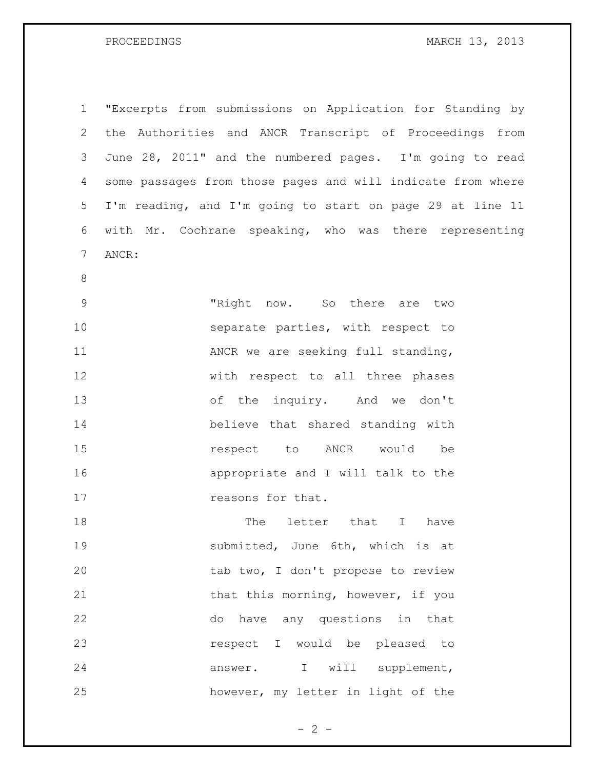"Excerpts from submissions on Application for Standing by the Authorities and ANCR Transcript of Proceedings from June 28, 2011" and the numbered pages. I'm going to read some passages from those pages and will indicate from where I'm reading, and I'm going to start on page 29 at line 11 with Mr. Cochrane speaking, who was there representing ANCR:

> "Right now. So there are two separate parties, with respect to ANCR we are seeking full standing, with respect to all three phases of the inquiry. And we don't believe that shared standing with respect to ANCR would be appropriate and I will talk to the reasons for that.
>
> The letter that I have submitted, June 6th, which is at tab two, I don't propose to review that this morning, however, if you do have any questions in that respect I would be pleased to answer. I will supplement, however, my letter in light of the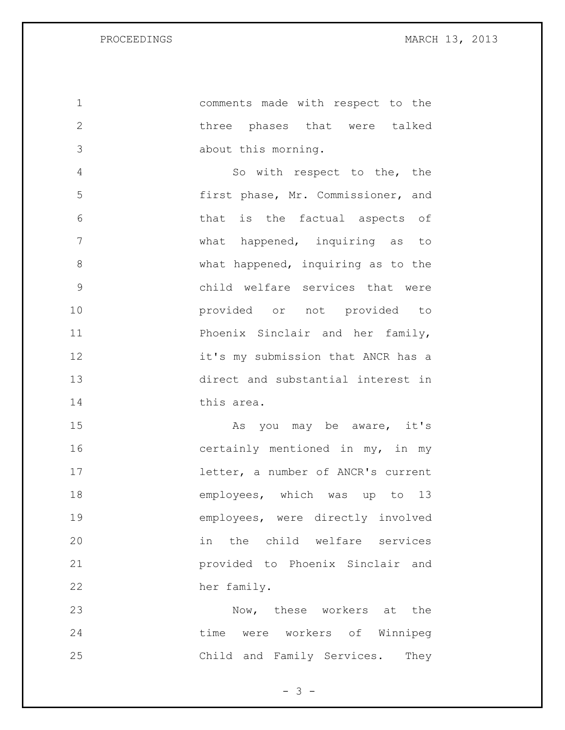comments made with respect to the three phases that were talked about this morning.

So with respect to the, the first phase, Mr. Commissioner, and that is the factual aspects of what happened, inquiring as to what happened, inquiring as to the child welfare services that were provided or not provided to Phoenix Sinclair and her family, it's my submission that ANCR has a direct and substantial interest in this area.

As you may be aware, it's certainly mentioned in my, in my letter, a number of ANCR's current employees, which was up to 13 employees, were directly involved in the child welfare services provided to Phoenix Sinclair and her family.

Now, these workers at the time were workers of Winnipeg Child and Family Services. They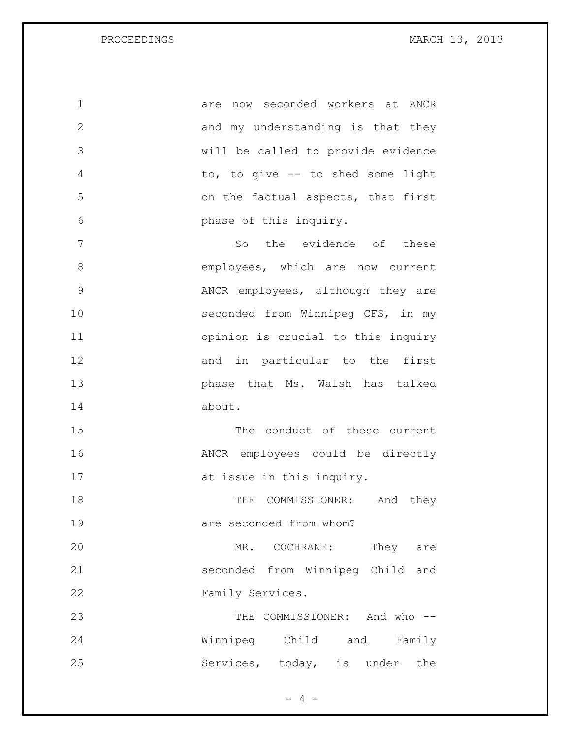are now seconded workers at ANCR and my understanding is that they will be called to provide evidence to, to give -- to shed some light on the factual aspects, that first phase of this inquiry.

So the evidence of these employees, which are now current ANCR employees, although they are seconded from Winnipeg CFS, in my opinion is crucial to this inquiry and in particular to the first phase that Ms. Walsh has talked about.

The conduct of these current ANCR employees could be directly at issue in this inquiry.

THE COMMISSIONER: And they are seconded from whom?

MR. COCHRANE: They are seconded from Winnipeg Child and Family Services.

THE COMMISSIONER: And who -- Winnipeg Child and Family Services, today, is under the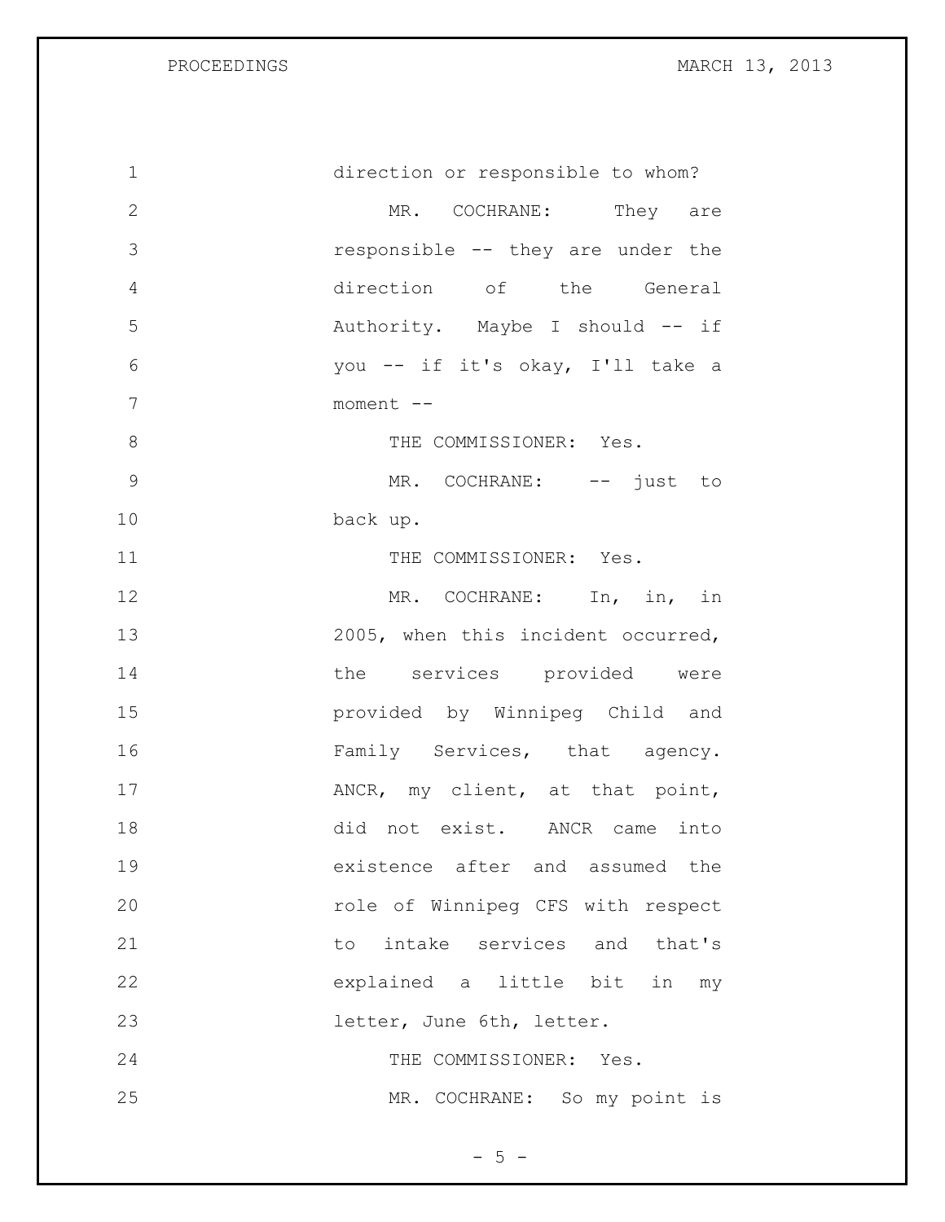direction or responsible to whom?

MR. COCHRANE: They are responsible -- they are under the direction of the General Authority. Maybe I should -- if you -- if it's okay, I'll take a moment --

THE COMMISSIONER: Yes.

MR. COCHRANE: -- just to back up.

THE COMMISSIONER: Yes.

MR. COCHRANE: In, in, in 2005, when this incident occurred, the services provided were provided by Winnipeg Child and Family Services, that agency. ANCR, my client, at that point, did not exist. ANCR came into existence after and assumed the role of Winnipeg CFS with respect to intake services and that's explained a little bit in my letter, June 6th, letter.

THE COMMISSIONER: Yes.

MR. COCHRANE: So my point is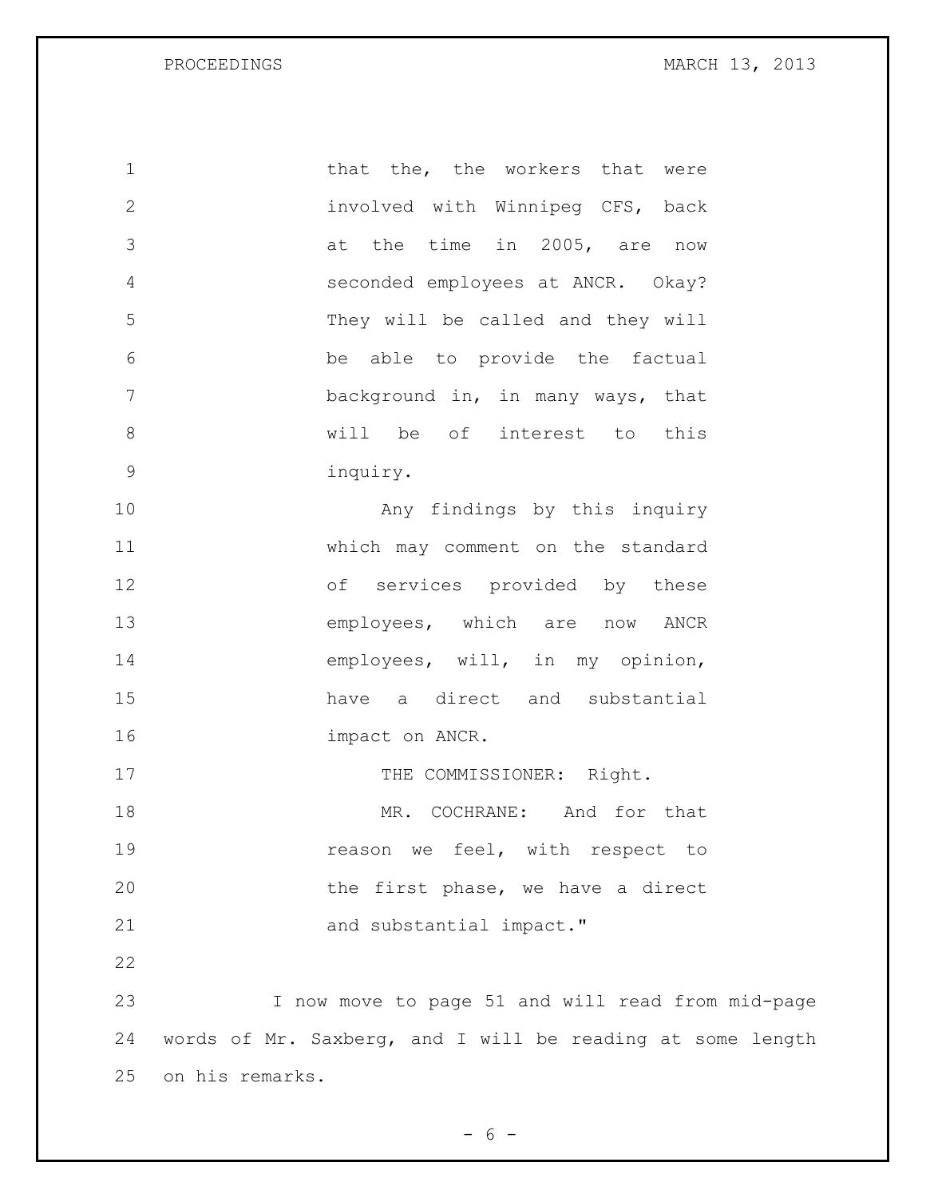that the, the workers that were involved with Winnipeg CFS, back at the time in 2005, are now seconded employees at ANCR. Okay? They will be called and they will be able to provide the factual background in, in many ways, that will be of interest to this inquiry.

Any findings by this inquiry which may comment on the standard of services provided by these employees, which are now ANCR employees, will, in my opinion, have a direct and substantial impact on ANCR.

THE COMMISSIONER: Right.

MR. COCHRANE: And for that reason we feel, with respect to the first phase, we have a direct and substantial impact."

I now move to page 51 and will read from mid-page words of Mr. Saxberg, and I will be reading at some length on his remarks.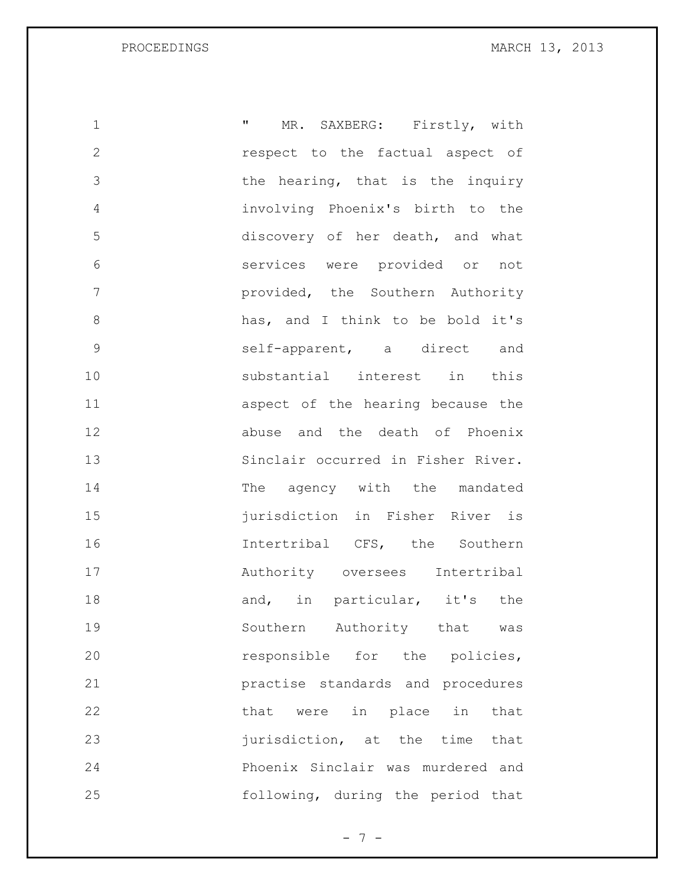" MR. SAXBERG: Firstly, with respect to the factual aspect of the hearing, that is the inquiry involving Phoenix's birth to the discovery of her death, and what services were provided or not provided, the Southern Authority has, and I think to be bold it's self-apparent, a direct and substantial interest in this aspect of the hearing because the abuse and the death of Phoenix Sinclair occurred in Fisher River. The agency with the mandated jurisdiction in Fisher River is Intertribal CFS, the Southern Authority oversees Intertribal and, in particular, it's the Southern Authority that was responsible for the policies, practise standards and procedures that were in place in that jurisdiction, at the time that Phoenix Sinclair was murdered and following, during the period that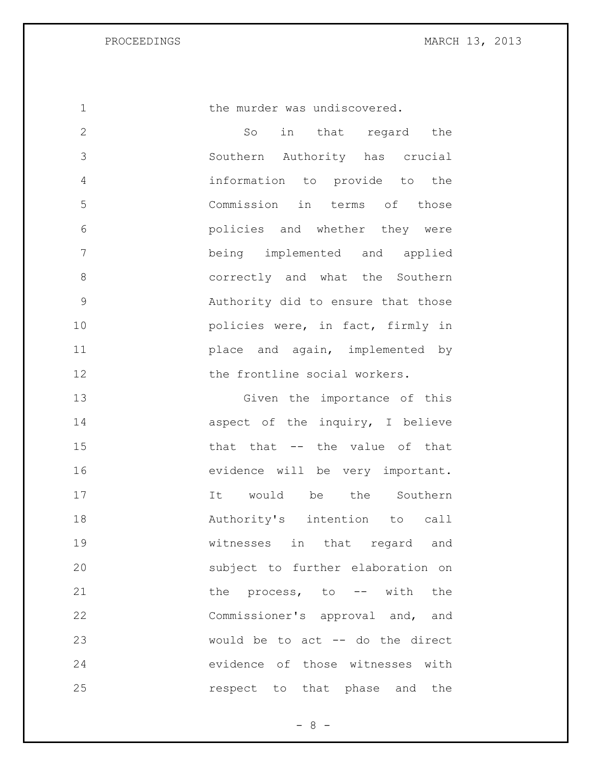the murder was undiscovered.

So in that regard the Southern Authority has crucial information to provide to the Commission in terms of those policies and whether they were being implemented and applied correctly and what the Southern Authority did to ensure that those policies were, in fact, firmly in place and again, implemented by the frontline social workers.

Given the importance of this aspect of the inquiry, I believe that that -- the value of that evidence will be very important. It would be the Southern Authority's intention to call witnesses in that regard and subject to further elaboration on the process, to -- with the Commissioner's approval and, and would be to act -- do the direct evidence of those witnesses with respect to that phase and the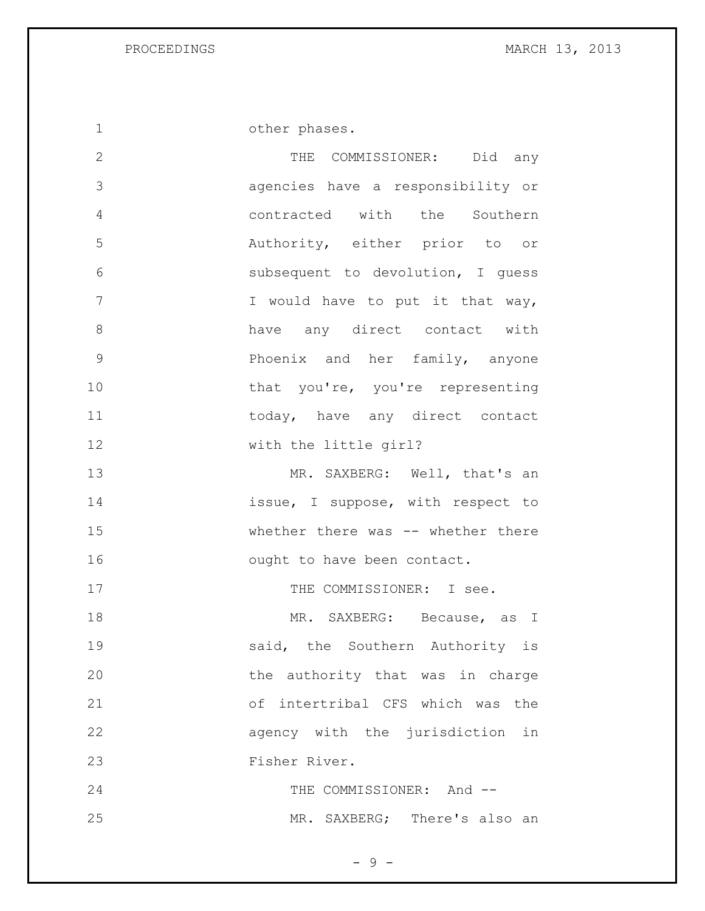other phases.

THE COMMISSIONER: Did any agencies have a responsibility or contracted with the Southern Authority, either prior to or subsequent to devolution, I guess I would have to put it that way, have any direct contact with Phoenix and her family, anyone that you're, you're representing today, have any direct contact with the little girl?

MR. SAXBERG: Well, that's an issue, I suppose, with respect to whether there was -- whether there ought to have been contact.

THE COMMISSIONER: I see.

MR. SAXBERG: Because, as I said, the Southern Authority is the authority that was in charge of intertribal CFS which was the agency with the jurisdiction in Fisher River.

THE COMMISSIONER: And --

MR. SAXBERG; There's also an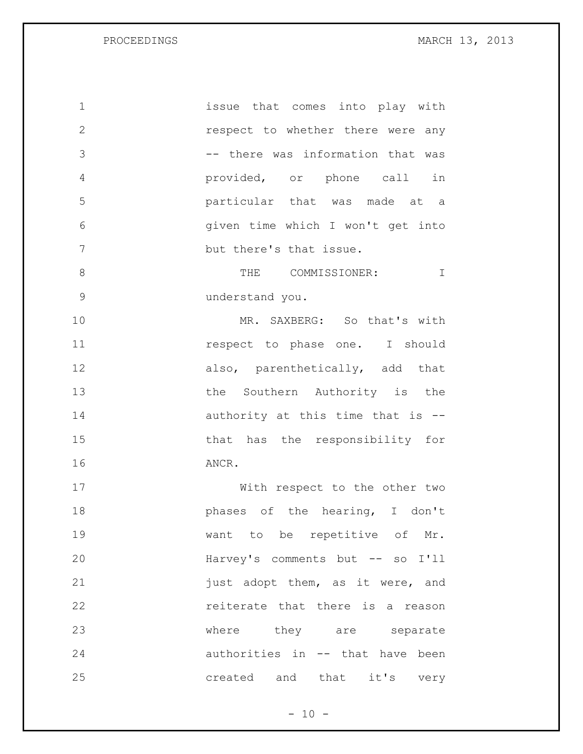issue that comes into play with respect to whether there were any -- there was information that was provided, or phone call in particular that was made at a given time which I won't get into but there's that issue.

THE COMMISSIONER: I understand you.

MR. SAXBERG: So that's with respect to phase one. I should also, parenthetically, add that the Southern Authority is the authority at this time that is -- that has the responsibility for ANCR.

With respect to the other two phases of the hearing, I don't want to be repetitive of Mr. Harvey's comments but -- so I'll just adopt them, as it were, and reiterate that there is a reason where they are separate authorities in -- that have been created and that it's very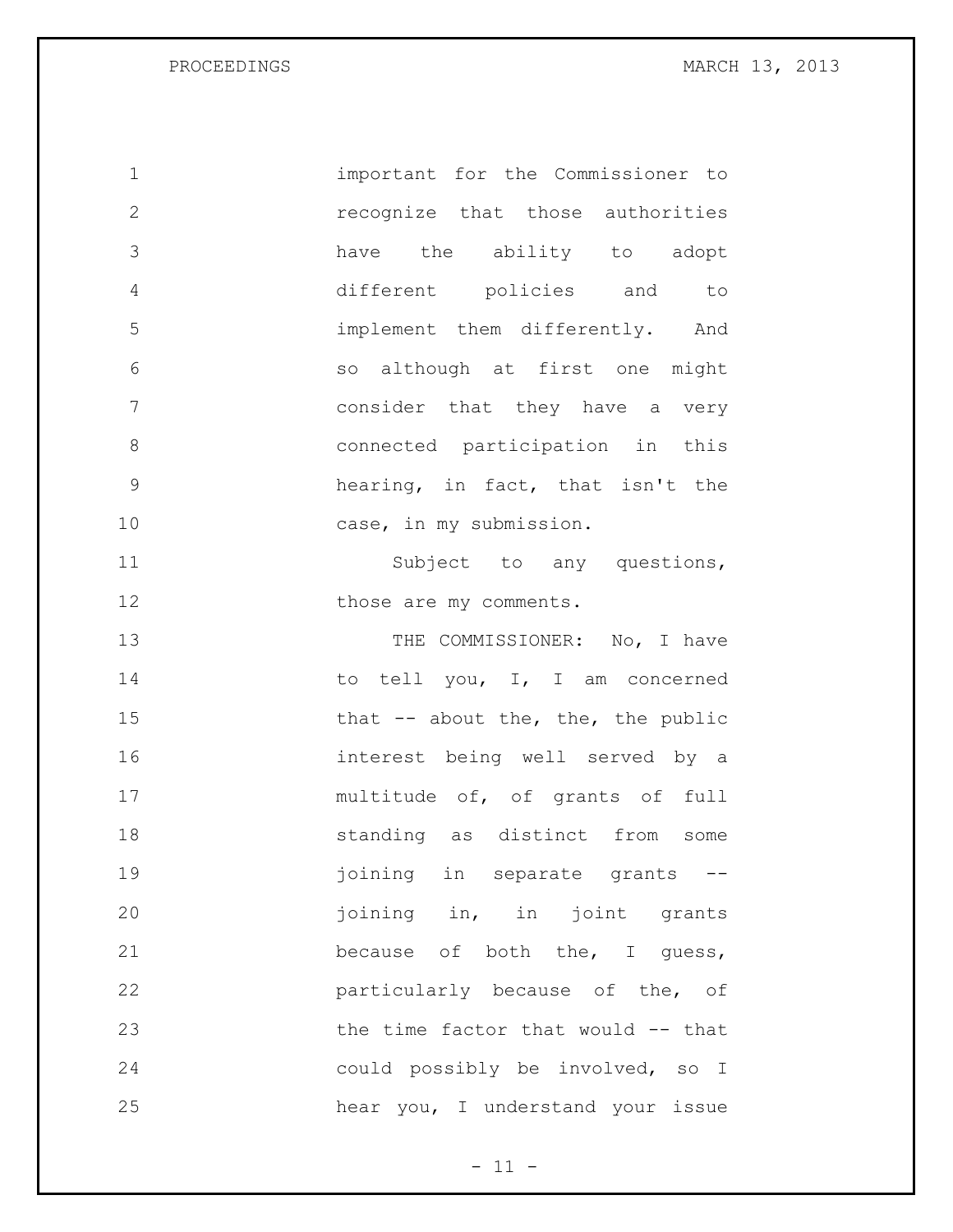important for the Commissioner to recognize that those authorities have the ability to adopt different policies and to implement them differently. And so although at first one might consider that they have a very connected participation in this hearing, in fact, that isn't the case, in my submission.

Subject to any questions, those are my comments.

THE COMMISSIONER: No, I have to tell you, I, I am concerned that -- about the, the, the public interest being well served by a multitude of, of grants of full standing as distinct from some joining in separate grants -- joining in, in joint grants because of both the, I guess, particularly because of the, of the time factor that would -- that could possibly be involved, so I hear you, I understand your issue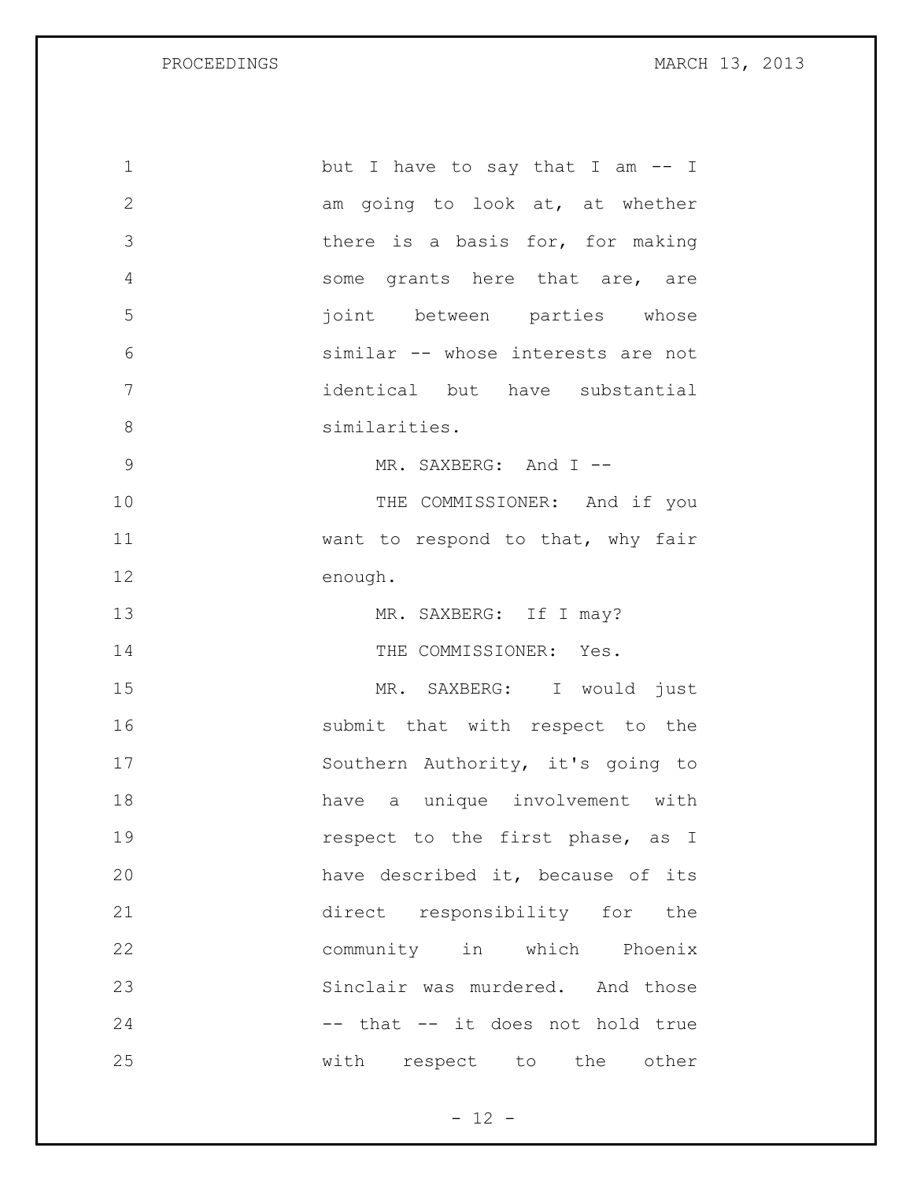but I have to say that I am -- I am going to look at, at whether there is a basis for, for making some grants here that are, are joint between parties whose similar -- whose interests are not identical but have substantial similarities.

MR. SAXBERG: And I --

THE COMMISSIONER: And if you want to respond to that, why fair enough.

MR. SAXBERG: If I may?

THE COMMISSIONER: Yes.

MR. SAXBERG: I would just submit that with respect to the Southern Authority, it's going to have a unique involvement with respect to the first phase, as I have described it, because of its direct responsibility for the community in which Phoenix Sinclair was murdered. And those -- that -- it does not hold true with respect to the other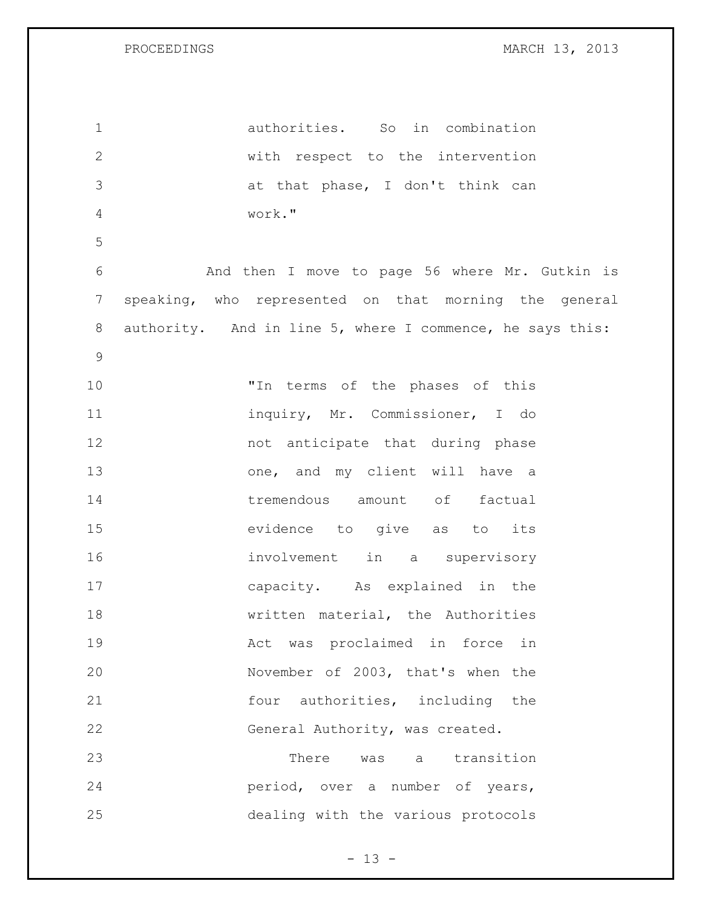> authorities. So in combination with respect to the intervention at that phase, I don't think can work."

And then I move to page 56 where Mr. Gutkin is speaking, who represented on that morning the general authority. And in line 5, where I commence, he says this:

> "In terms of the phases of this inquiry, Mr. Commissioner, I do not anticipate that during phase one, and my client will have a tremendous amount of factual evidence to give as to its involvement in a supervisory capacity. As explained in the written material, the Authorities Act was proclaimed in force in November of 2003, that's when the four authorities, including the General Authority, was created.
>
> There was a transition period, over a number of years, dealing with the various protocols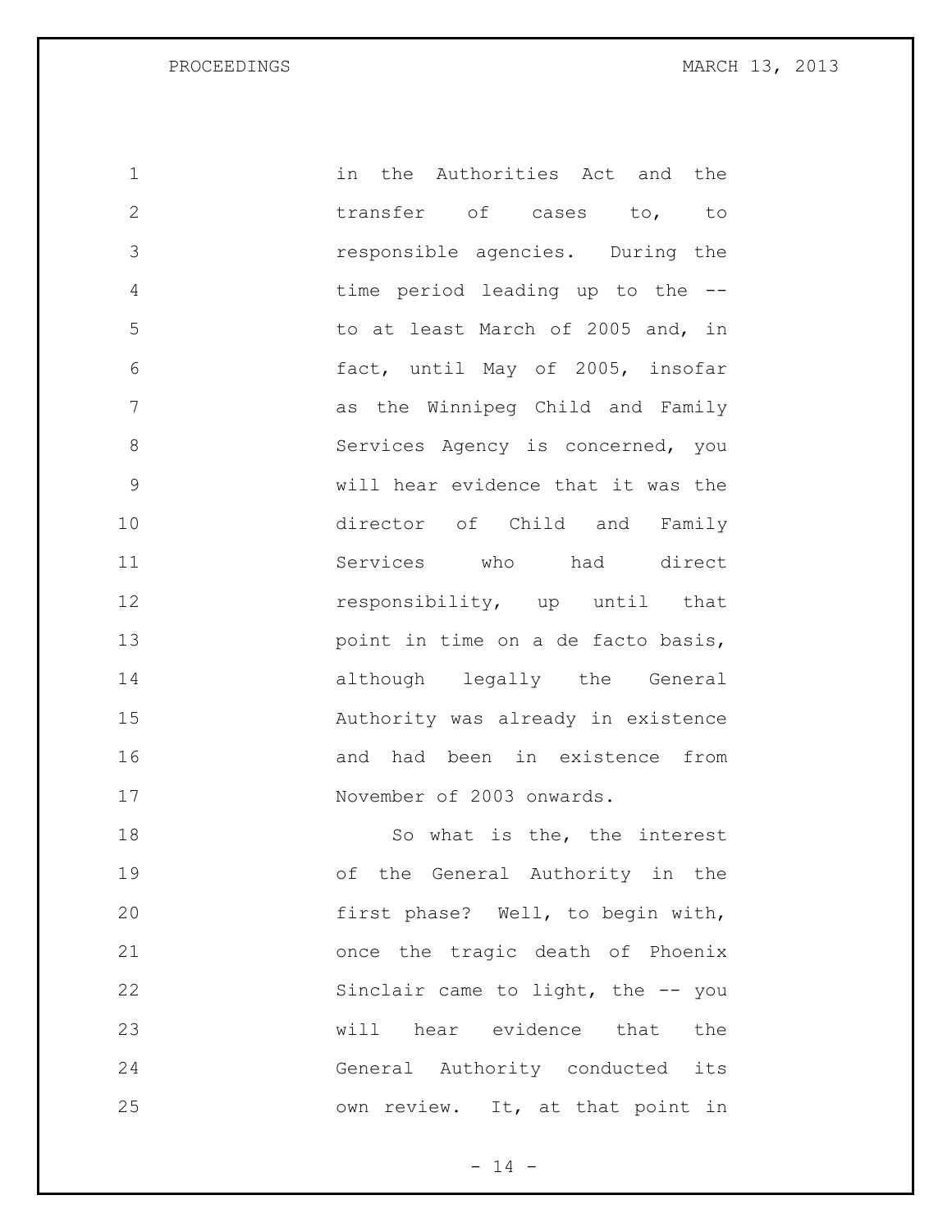in the Authorities Act and the transfer of cases to, to responsible agencies. During the time period leading up to the -- to at least March of 2005 and, in fact, until May of 2005, insofar as the Winnipeg Child and Family Services Agency is concerned, you will hear evidence that it was the director of Child and Family Services who had direct responsibility, up until that point in time on a de facto basis, although legally the General Authority was already in existence and had been in existence from November of 2003 onwards.

So what is the, the interest of the General Authority in the first phase? Well, to begin with, once the tragic death of Phoenix Sinclair came to light, the -- you will hear evidence that the General Authority conducted its own review. It, at that point in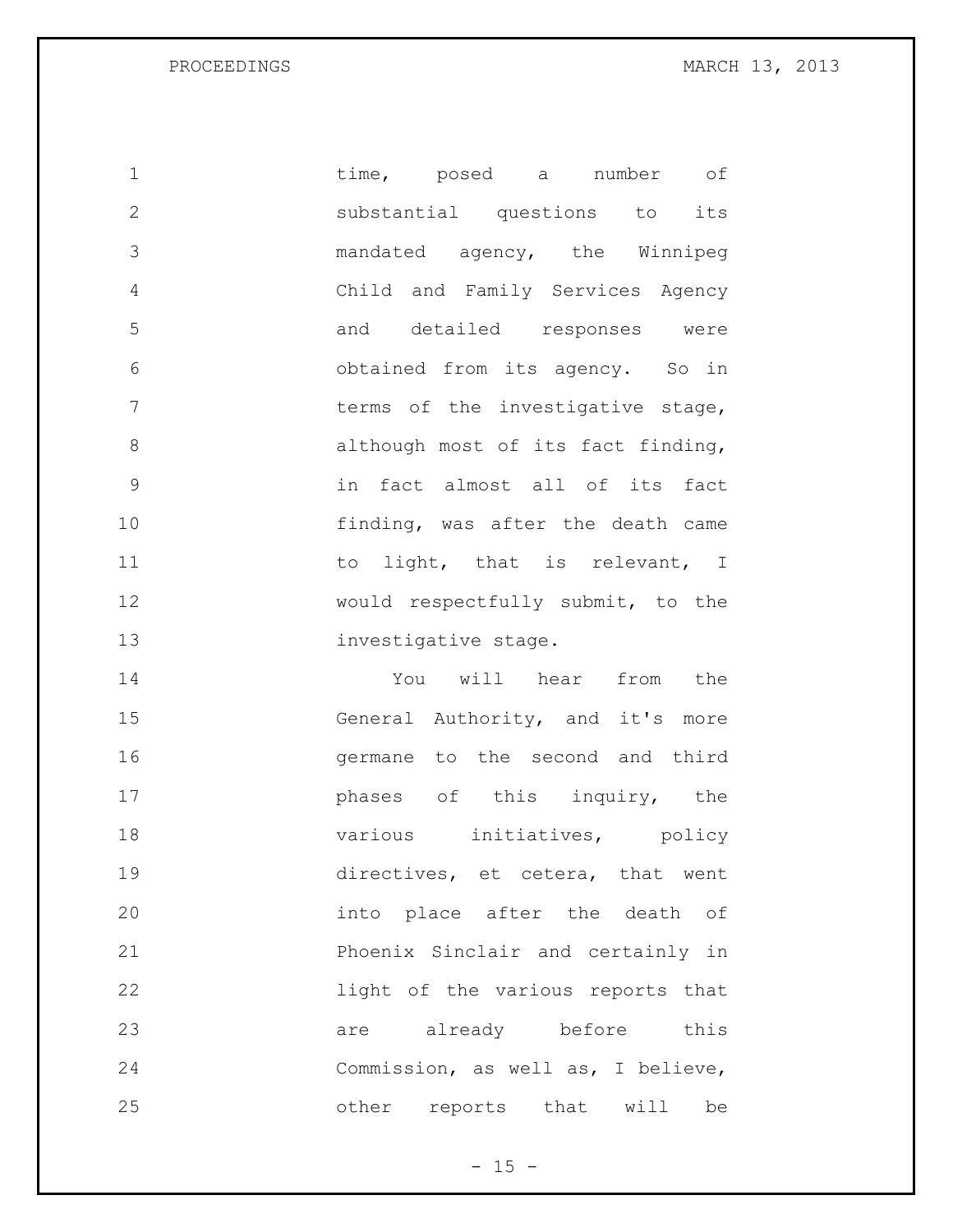time, posed a number of substantial questions to its mandated agency, the Winnipeg Child and Family Services Agency and detailed responses were obtained from its agency. So in terms of the investigative stage, although most of its fact finding, in fact almost all of its fact finding, was after the death came to light, that is relevant, I would respectfully submit, to the investigative stage.

You will hear from the General Authority, and it's more germane to the second and third phases of this inquiry, the various initiatives, policy directives, et cetera, that went into place after the death of Phoenix Sinclair and certainly in light of the various reports that are already before this Commission, as well as, I believe, other reports that will be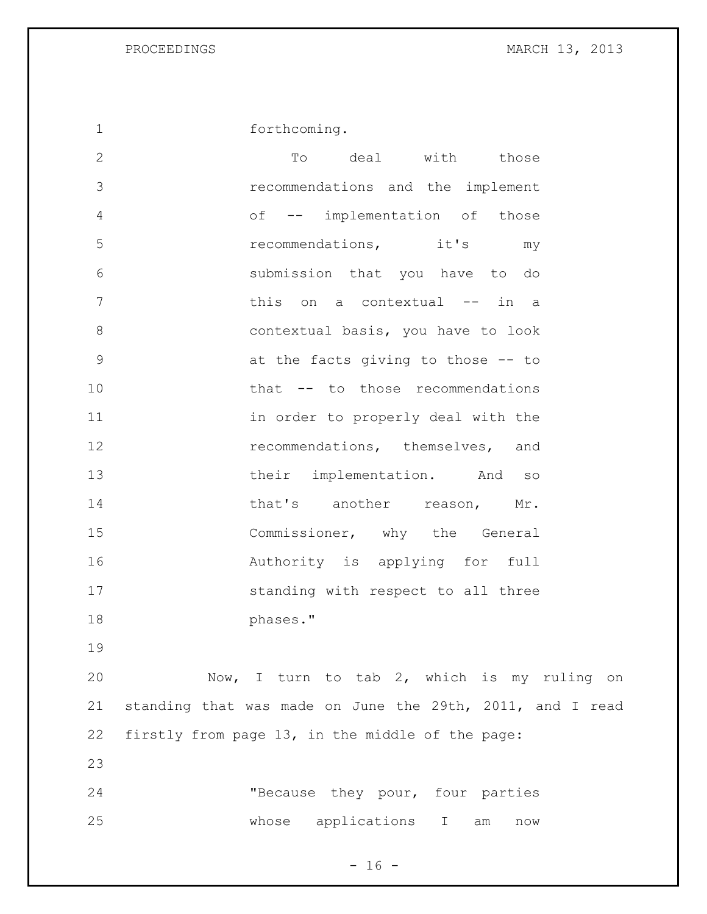> forthcoming.
>
> To deal with those recommendations and the implement of -- implementation of those recommendations, it's my submission that you have to do this on a contextual -- in a contextual basis, you have to look at the facts giving to those -- to that -- to those recommendations in order to properly deal with the recommendations, themselves, and their implementation. And so that's another reason, Mr. Commissioner, why the General Authority is applying for full standing with respect to all three phases."

Now, I turn to tab 2, which is my ruling on standing that was made on June the 29th, 2011, and I read firstly from page 13, in the middle of the page:

> "Because they pour, four parties whose applications I am now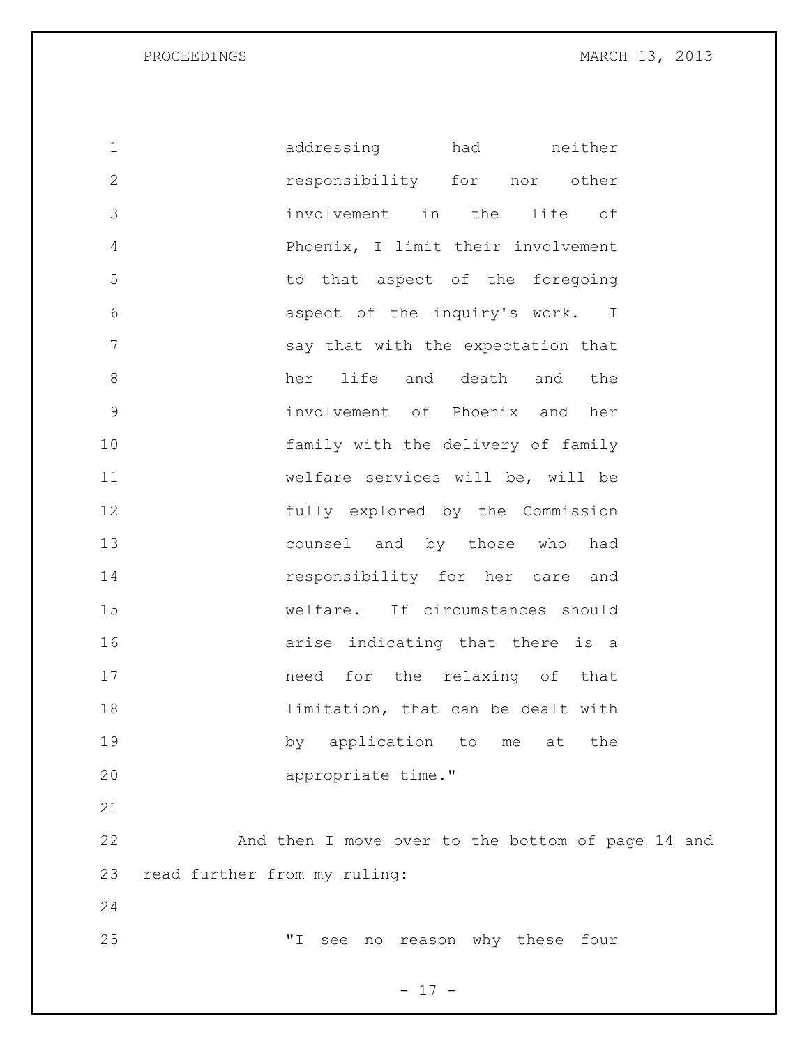addressing had neither responsibility for nor other involvement in the life of Phoenix, I limit their involvement to that aspect of the foregoing aspect of the inquiry's work. I say that with the expectation that her life and death and the involvement of Phoenix and her family with the delivery of family welfare services will be, will be fully explored by the Commission counsel and by those who had responsibility for her care and welfare. If circumstances should arise indicating that there is a need for the relaxing of that limitation, that can be dealt with by application to me at the appropriate time."

And then I move over to the bottom of page 14 and read further from my ruling:

"I see no reason why these four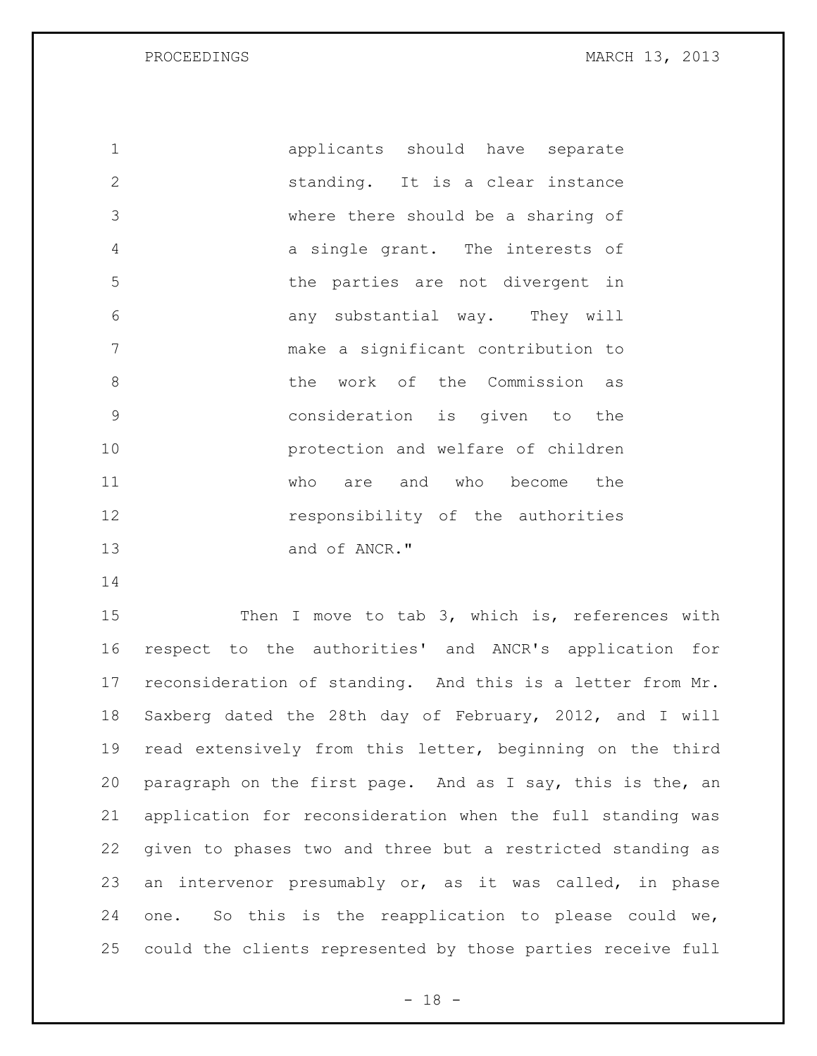applicants should have separate standing. It is a clear instance where there should be a sharing of a single grant. The interests of the parties are not divergent in any substantial way. They will make a significant contribution to the work of the Commission as consideration is given to the protection and welfare of children who are and who become the responsibility of the authorities and of ANCR."

Then I move to tab 3, which is, references with respect to the authorities' and ANCR's application for reconsideration of standing. And this is a letter from Mr. Saxberg dated the 28th day of February, 2012, and I will read extensively from this letter, beginning on the third paragraph on the first page. And as I say, this is the, an application for reconsideration when the full standing was given to phases two and three but a restricted standing as an intervenor presumably or, as it was called, in phase one. So this is the reapplication to please could we, could the clients represented by those parties receive full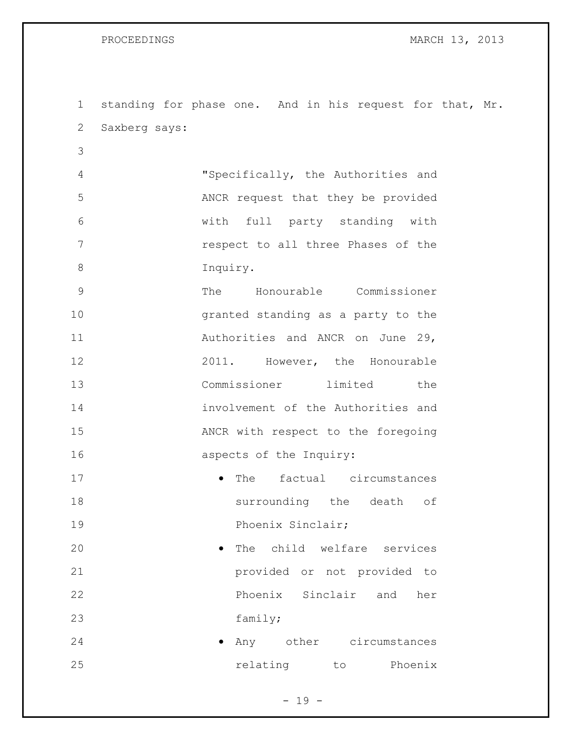standing for phase one. And in his request for that, Mr. Saxberg says:

> "Specifically, the Authorities and ANCR request that they be provided with full party standing with respect to all three Phases of the Inquiry.
>
> The Honourable Commissioner granted standing as a party to the Authorities and ANCR on June 29, 2011. However, the Honourable Commissioner limited the involvement of the Authorities and ANCR with respect to the foregoing aspects of the Inquiry:
>
> - The factual circumstances surrounding the death of Phoenix Sinclair;
> - The child welfare services provided or not provided to Phoenix Sinclair and her family;
> - Any other circumstances relating to Phoenix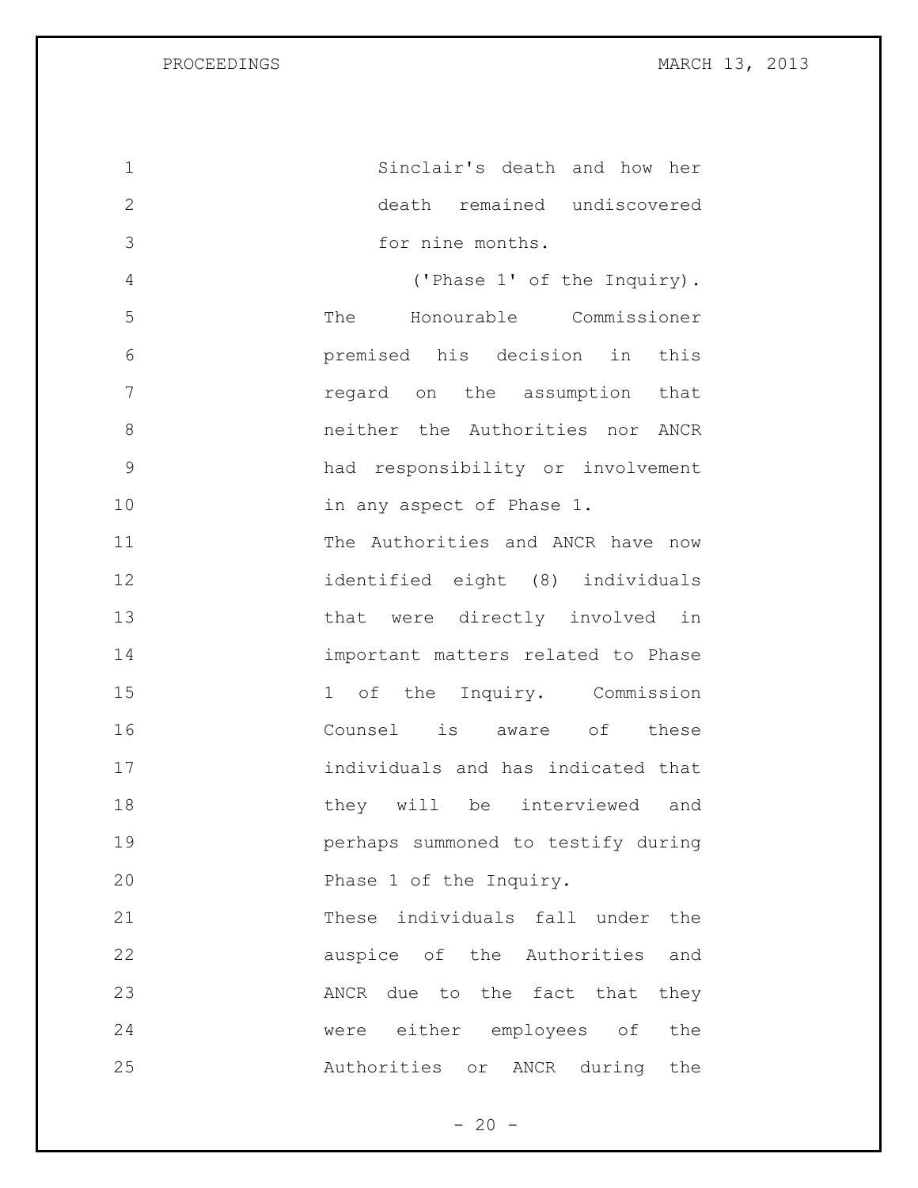Sinclair's death and how her death remained undiscovered for nine months.

('Phase 1' of the Inquiry).

The Honourable Commissioner premised his decision in this regard on the assumption that neither the Authorities nor ANCR had responsibility or involvement in any aspect of Phase 1.

The Authorities and ANCR have now identified eight (8) individuals that were directly involved in important matters related to Phase 1 of the Inquiry. Commission Counsel is aware of these individuals and has indicated that they will be interviewed and perhaps summoned to testify during Phase 1 of the Inquiry.

These individuals fall under the auspice of the Authorities and ANCR due to the fact that they were either employees of the Authorities or ANCR during the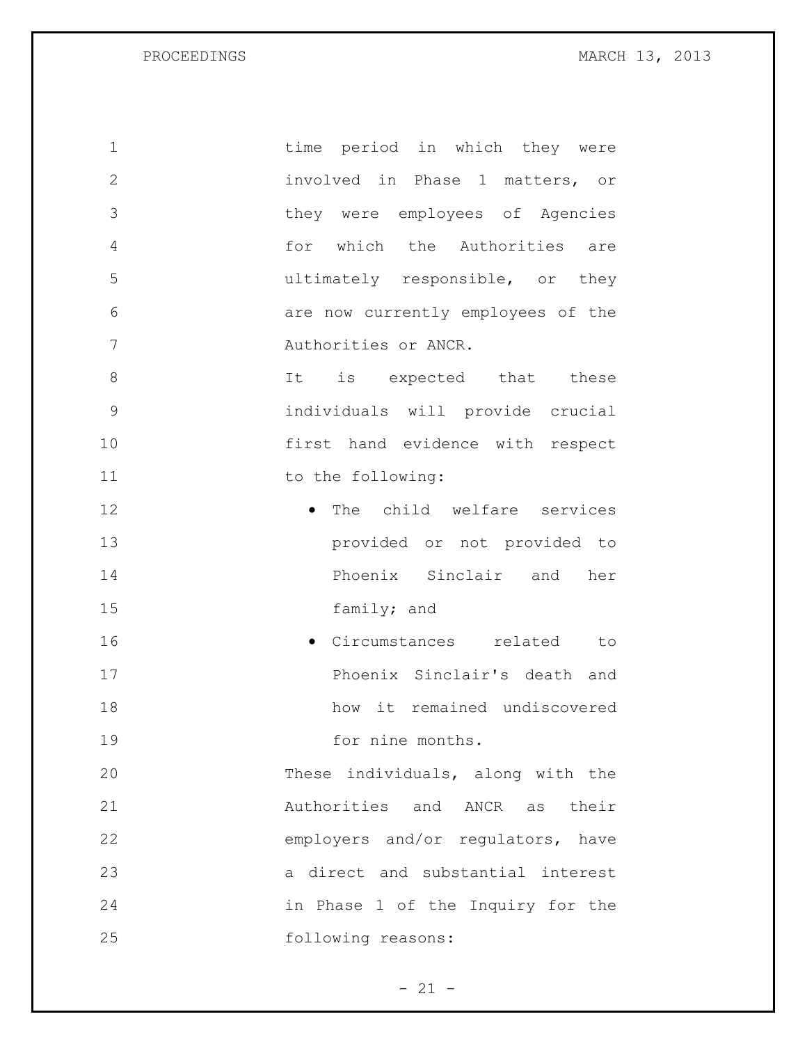time period in which they were involved in Phase 1 matters, or they were employees of Agencies for which the Authorities are ultimately responsible, or they are now currently employees of the Authorities or ANCR.

It is expected that these individuals will provide crucial first hand evidence with respect to the following:

- The child welfare services provided or not provided to Phoenix Sinclair and her family; and
- Circumstances related to Phoenix Sinclair's death and how it remained undiscovered for nine months.

These individuals, along with the Authorities and ANCR as their employers and/or regulators, have a direct and substantial interest in Phase 1 of the Inquiry for the following reasons: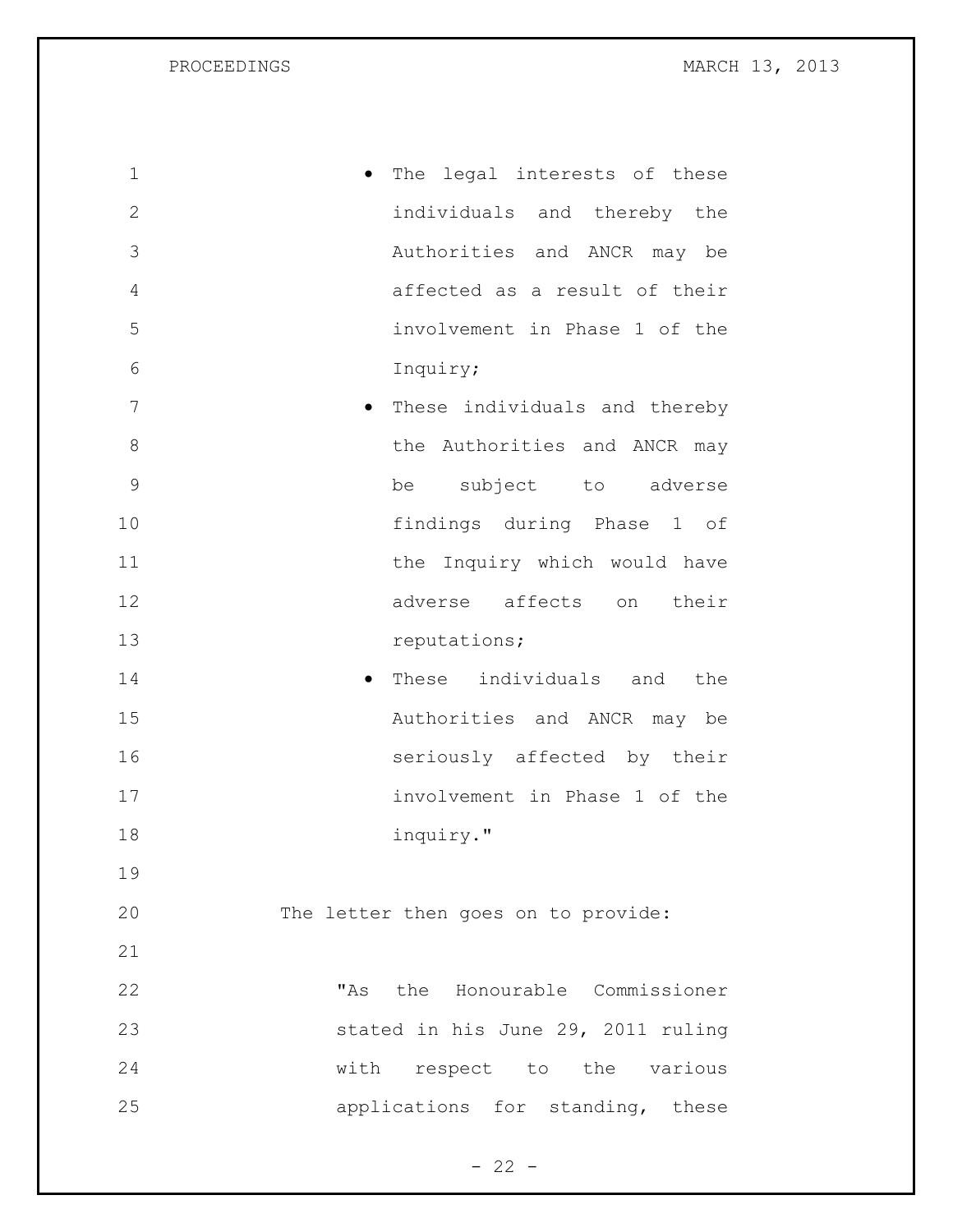- The legal interests of these individuals and thereby the Authorities and ANCR may be affected as a result of their involvement in Phase 1 of the Inquiry;
- These individuals and thereby the Authorities and ANCR may be subject to adverse findings during Phase 1 of the Inquiry which would have adverse affects on their reputations;
- These individuals and the Authorities and ANCR may be seriously affected by their involvement in Phase 1 of the inquiry."

The letter then goes on to provide:

"As the Honourable Commissioner stated in his June 29, 2011 ruling with respect to the various applications for standing, these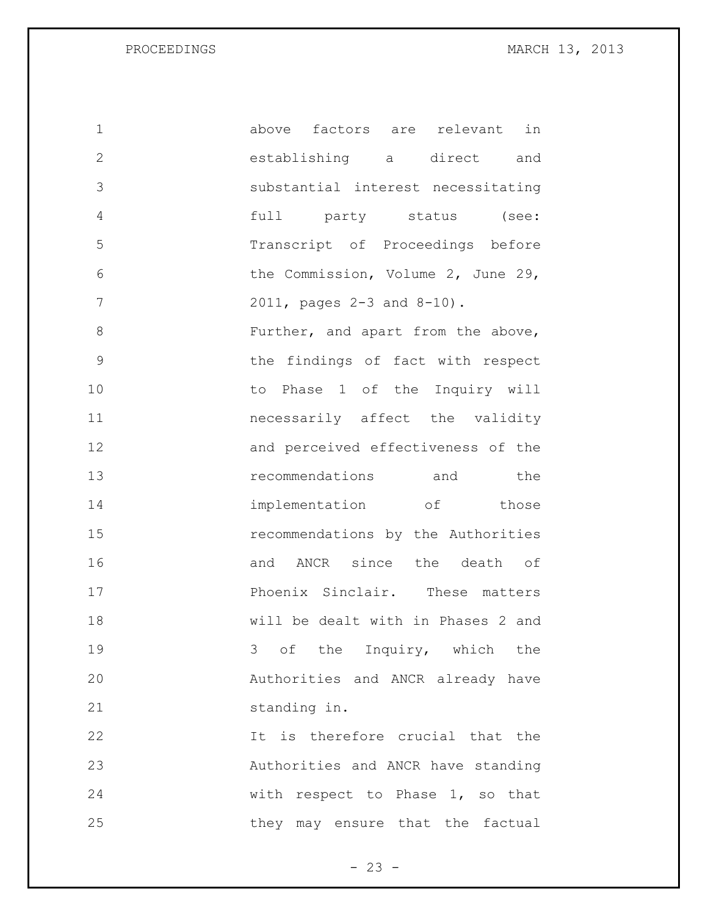above factors are relevant in establishing a direct and substantial interest necessitating full party status (see: Transcript of Proceedings before the Commission, Volume 2, June 29, 2011, pages 2-3 and 8-10).

Further, and apart from the above, the findings of fact with respect to Phase 1 of the Inquiry will necessarily affect the validity and perceived effectiveness of the recommendations and the implementation of those recommendations by the Authorities and ANCR since the death of Phoenix Sinclair. These matters will be dealt with in Phases 2 and 3 of the Inquiry, which the Authorities and ANCR already have standing in.

It is therefore crucial that the Authorities and ANCR have standing with respect to Phase 1, so that they may ensure that the factual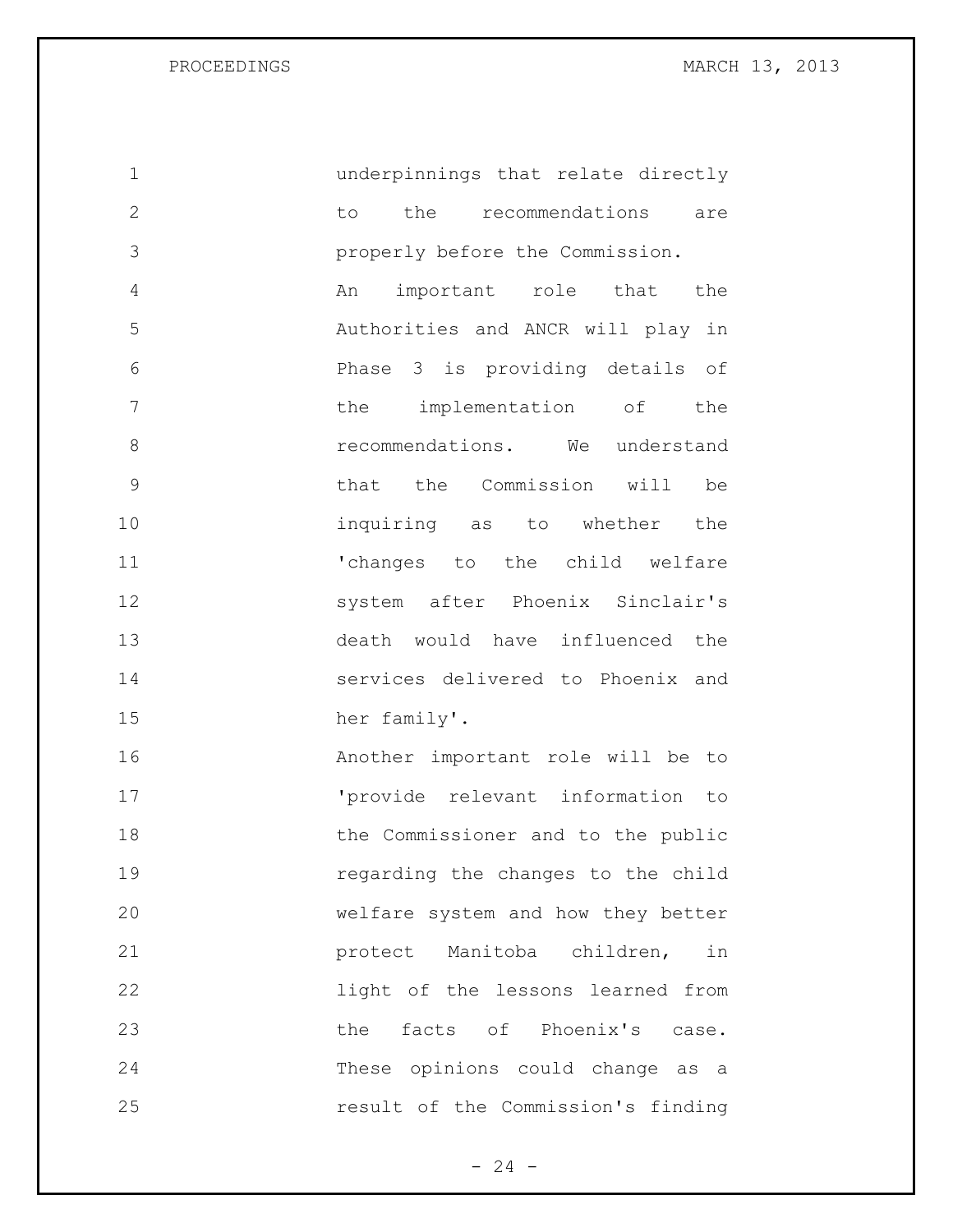underpinnings that relate directly to the recommendations are properly before the Commission.

An important role that the Authorities and ANCR will play in Phase 3 is providing details of the implementation of the recommendations. We understand that the Commission will be inquiring as to whether the 'changes to the child welfare system after Phoenix Sinclair's death would have influenced the services delivered to Phoenix and her family'.

Another important role will be to 'provide relevant information to the Commissioner and to the public regarding the changes to the child welfare system and how they better protect Manitoba children, in light of the lessons learned from the facts of Phoenix's case. These opinions could change as a result of the Commission's finding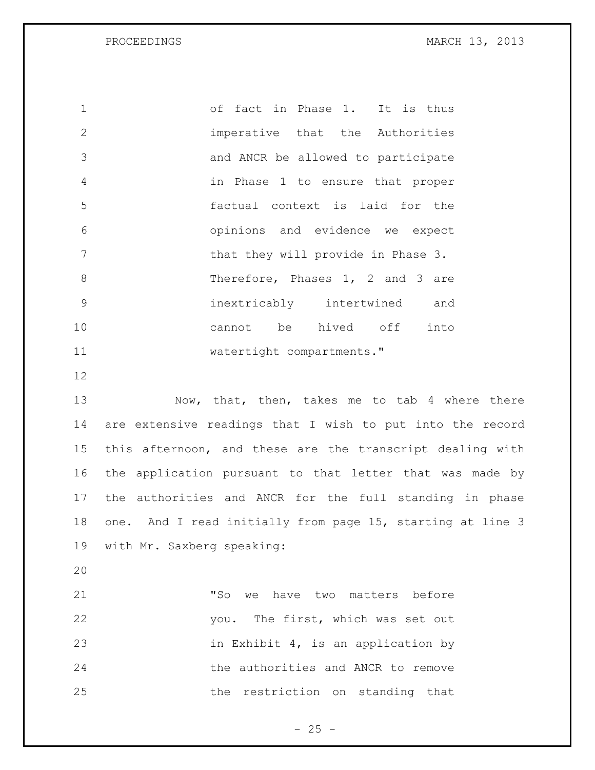of fact in Phase 1. It is thus imperative that the Authorities and ANCR be allowed to participate in Phase 1 to ensure that proper factual context is laid for the opinions and evidence we expect that they will provide in Phase 3. Therefore, Phases 1, 2 and 3 are inextricably intertwined and cannot be hived off into watertight compartments."

Now, that, then, takes me to tab 4 where there are extensive readings that I wish to put into the record this afternoon, and these are the transcript dealing with the application pursuant to that letter that was made by the authorities and ANCR for the full standing in phase one. And I read initially from page 15, starting at line 3 with Mr. Saxberg speaking:

"So we have two matters before you. The first, which was set out in Exhibit 4, is an application by the authorities and ANCR to remove the restriction on standing that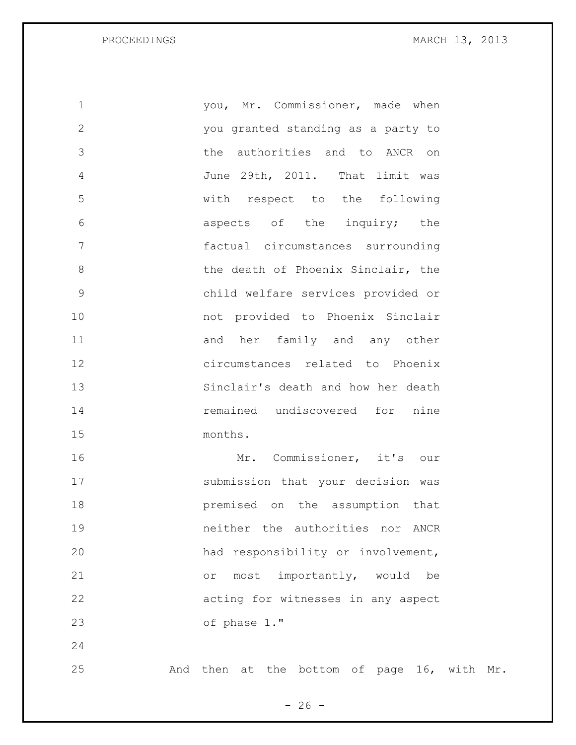you, Mr. Commissioner, made when you granted standing as a party to the authorities and to ANCR on June 29th, 2011. That limit was with respect to the following aspects of the inquiry; the factual circumstances surrounding the death of Phoenix Sinclair, the child welfare services provided or not provided to Phoenix Sinclair and her family and any other circumstances related to Phoenix Sinclair's death and how her death remained undiscovered for nine months.

Mr. Commissioner, it's our submission that your decision was premised on the assumption that neither the authorities nor ANCR had responsibility or involvement, or most importantly, would be acting for witnesses in any aspect of phase 1."

And then at the bottom of page 16, with Mr.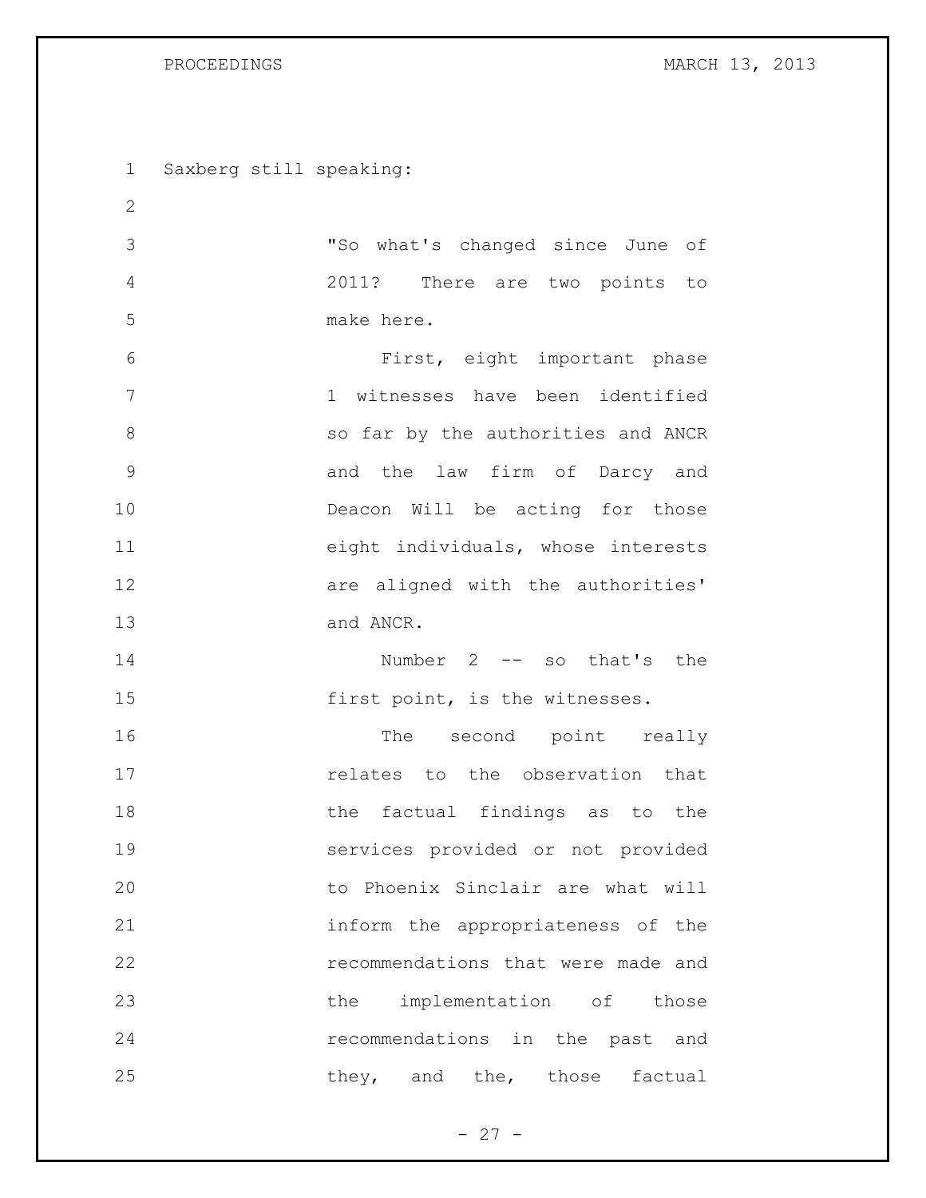Saxberg still speaking:

"So what's changed since June of 2011? There are two points to make here.

First, eight important phase 1 witnesses have been identified so far by the authorities and ANCR and the law firm of Darcy and Deacon Will be acting for those eight individuals, whose interests are aligned with the authorities' and ANCR.

Number 2 -- so that's the first point, is the witnesses.

The second point really relates to the observation that the factual findings as to the services provided or not provided to Phoenix Sinclair are what will inform the appropriateness of the recommendations that were made and the implementation of those recommendations in the past and they, and the, those factual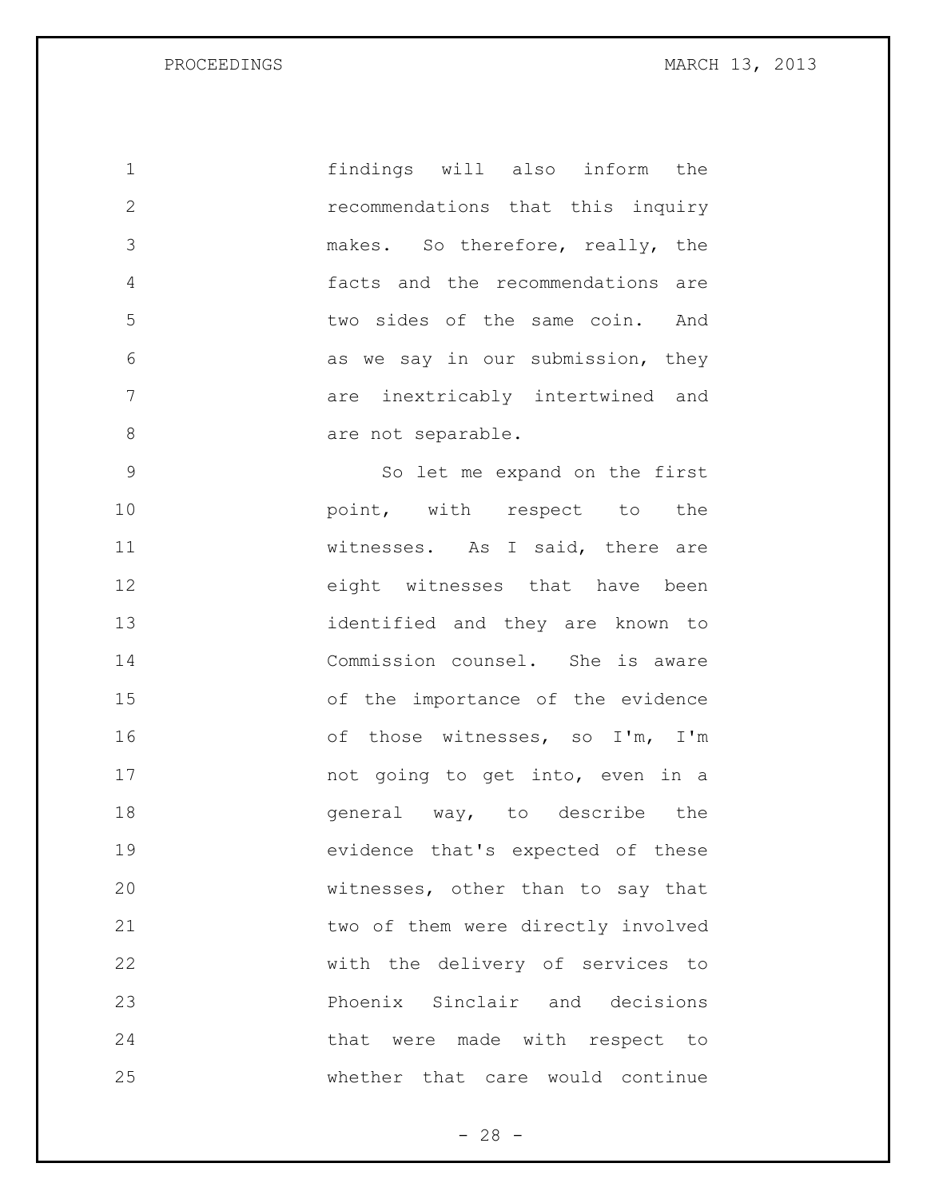findings will also inform the recommendations that this inquiry makes. So therefore, really, the facts and the recommendations are two sides of the same coin. And as we say in our submission, they are inextricably intertwined and are not separable.

So let me expand on the first point, with respect to the witnesses. As I said, there are eight witnesses that have been identified and they are known to Commission counsel. She is aware of the importance of the evidence of those witnesses, so I'm, I'm not going to get into, even in a general way, to describe the evidence that's expected of these witnesses, other than to say that two of them were directly involved with the delivery of services to Phoenix Sinclair and decisions that were made with respect to whether that care would continue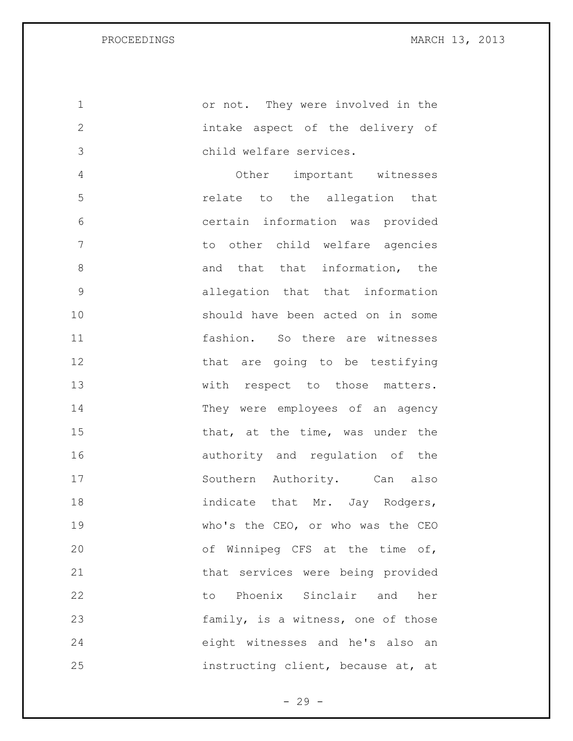or not. They were involved in the intake aspect of the delivery of child welfare services.

Other important witnesses relate to the allegation that certain information was provided to other child welfare agencies and that that information, the allegation that that information should have been acted on in some fashion. So there are witnesses that are going to be testifying with respect to those matters. They were employees of an agency that, at the time, was under the authority and regulation of the Southern Authority. Can also indicate that Mr. Jay Rodgers, who's the CEO, or who was the CEO of Winnipeg CFS at the time of, that services were being provided to Phoenix Sinclair and her family, is a witness, one of those eight witnesses and he's also an instructing client, because at, at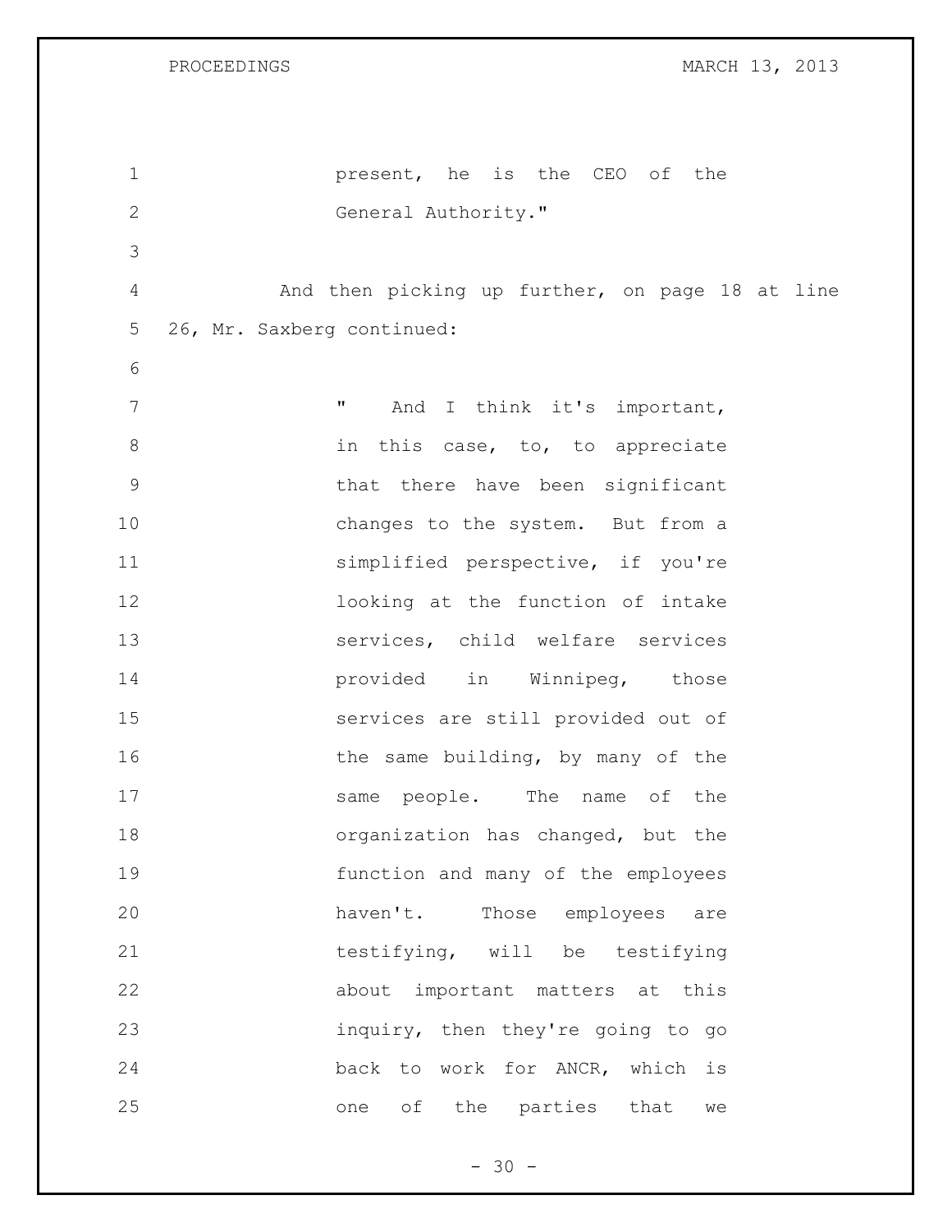present, he is the CEO of the General Authority."

And then picking up further, on page 18 at line 26, Mr. Saxberg continued:

> " And I think it's important, in this case, to, to appreciate that there have been significant changes to the system. But from a simplified perspective, if you're looking at the function of intake services, child welfare services provided in Winnipeg, those services are still provided out of the same building, by many of the same people. The name of the organization has changed, but the function and many of the employees haven't. Those employees are testifying, will be testifying about important matters at this inquiry, then they're going to go back to work for ANCR, which is one of the parties that we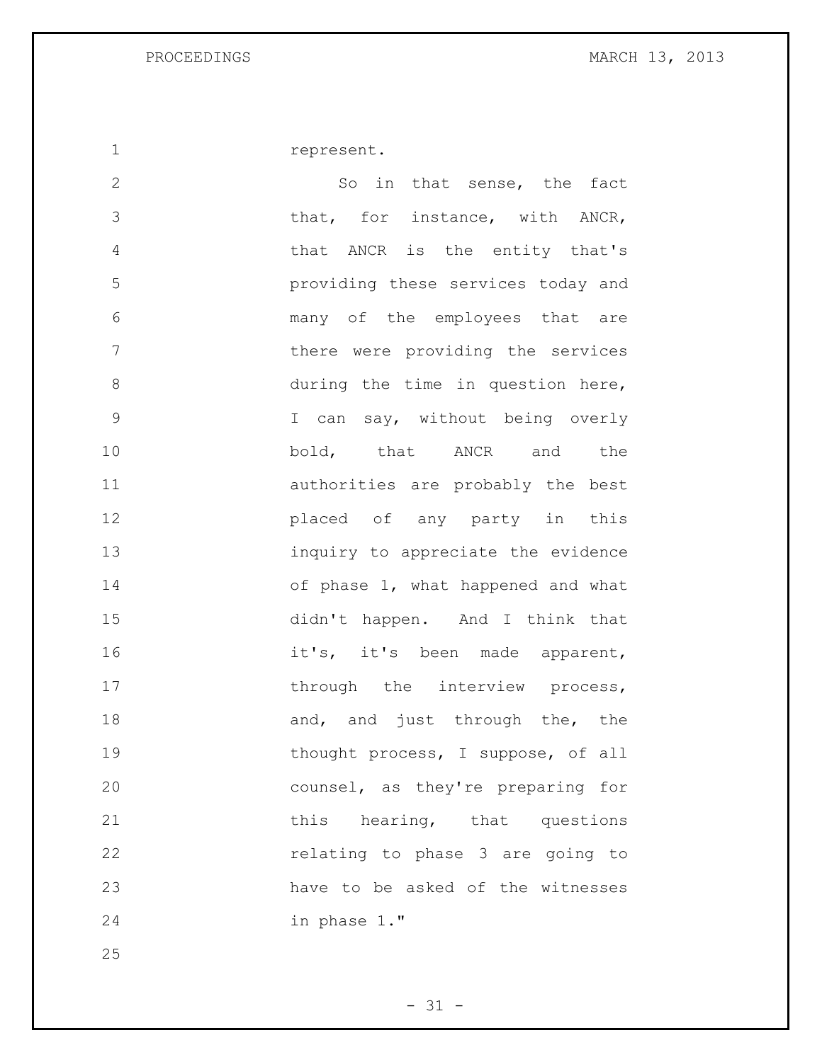represent.

So in that sense, the fact that, for instance, with ANCR, that ANCR is the entity that's providing these services today and many of the employees that are there were providing the services during the time in question here, I can say, without being overly bold, that ANCR and the authorities are probably the best placed of any party in this inquiry to appreciate the evidence of phase 1, what happened and what didn't happen. And I think that it's, it's been made apparent, through the interview process, and, and just through the, the thought process, I suppose, of all counsel, as they're preparing for this hearing, that questions relating to phase 3 are going to have to be asked of the witnesses in phase 1."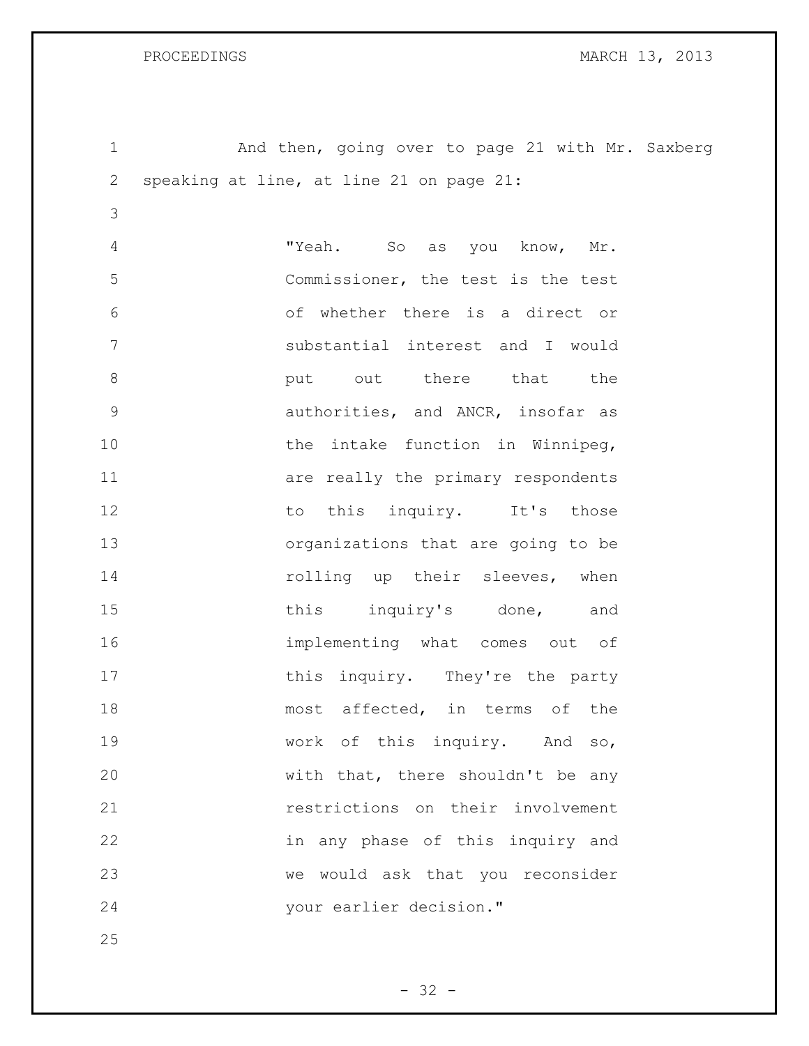And then, going over to page 21 with Mr. Saxberg speaking at line, at line 21 on page 21:

> "Yeah. So as you know, Mr. Commissioner, the test is the test of whether there is a direct or substantial interest and I would put out there that the authorities, and ANCR, insofar as the intake function in Winnipeg, are really the primary respondents to this inquiry. It's those organizations that are going to be rolling up their sleeves, when this inquiry's done, and implementing what comes out of this inquiry. They're the party most affected, in terms of the work of this inquiry. And so, with that, there shouldn't be any restrictions on their involvement in any phase of this inquiry and we would ask that you reconsider your earlier decision."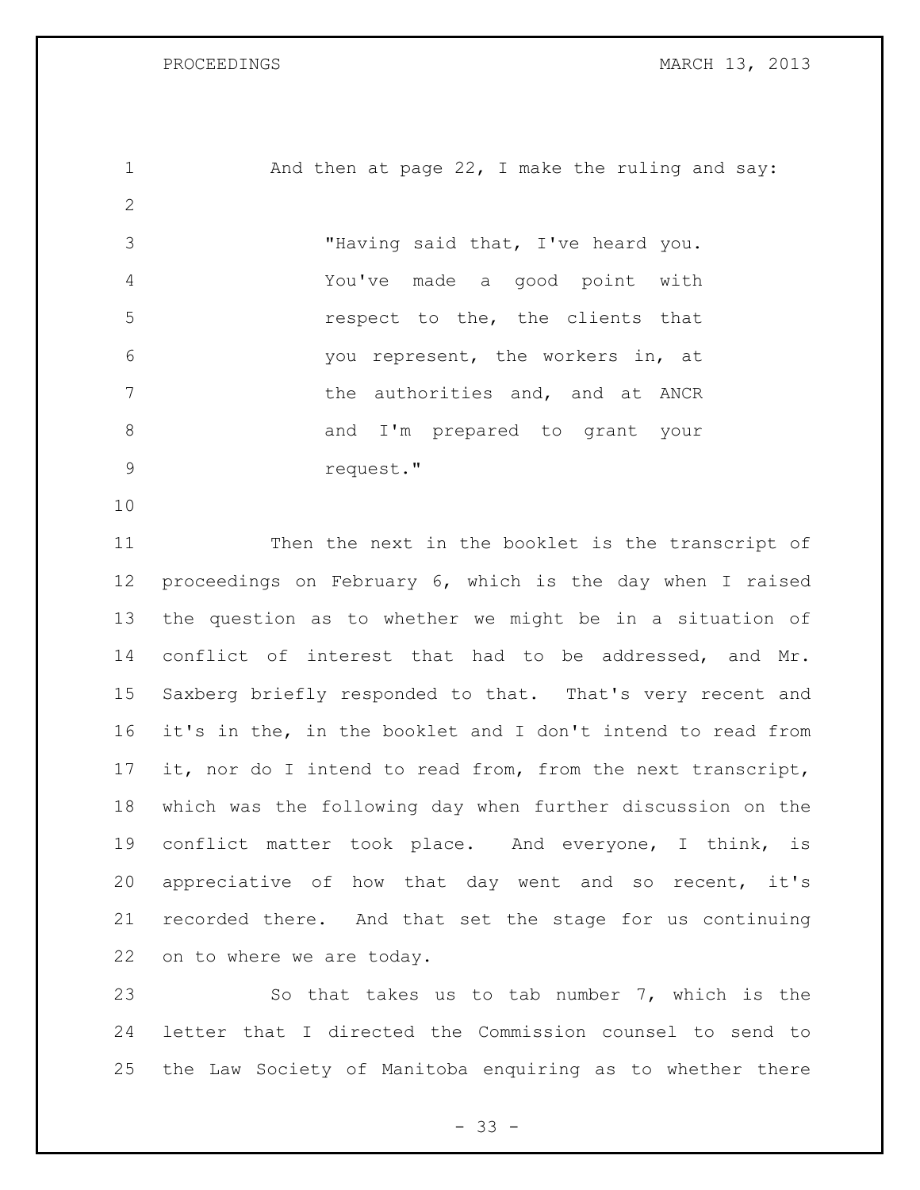And then at page 22, I make the ruling and say:

> "Having said that, I've heard you. You've made a good point with respect to the, the clients that you represent, the workers in, at the authorities and, and at ANCR and I'm prepared to grant your request."

Then the next in the booklet is the transcript of proceedings on February 6, which is the day when I raised the question as to whether we might be in a situation of conflict of interest that had to be addressed, and Mr. Saxberg briefly responded to that. That's very recent and it's in the, in the booklet and I don't intend to read from it, nor do I intend to read from, from the next transcript, which was the following day when further discussion on the conflict matter took place. And everyone, I think, is appreciative of how that day went and so recent, it's recorded there. And that set the stage for us continuing on to where we are today.

So that takes us to tab number 7, which is the letter that I directed the Commission counsel to send to the Law Society of Manitoba enquiring as to whether there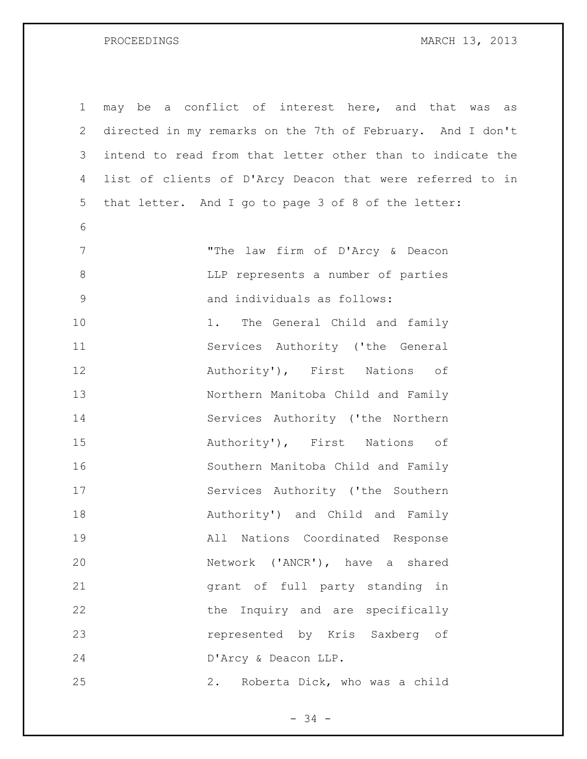may be a conflict of interest here, and that was as directed in my remarks on the 7th of February. And I don't intend to read from that letter other than to indicate the list of clients of D'Arcy Deacon that were referred to in that letter. And I go to page 3 of 8 of the letter:

> "The law firm of D'Arcy & Deacon LLP represents a number of parties and individuals as follows:
>
> 1. The General Child and family Services Authority ('the General Authority'), First Nations of Northern Manitoba Child and Family Services Authority ('the Northern Authority'), First Nations of Southern Manitoba Child and Family Services Authority ('the Southern Authority') and Child and Family All Nations Coordinated Response Network ('ANCR'), have a shared grant of full party standing in the Inquiry and are specifically represented by Kris Saxberg of D'Arcy & Deacon LLP.
>
> 2. Roberta Dick, who was a child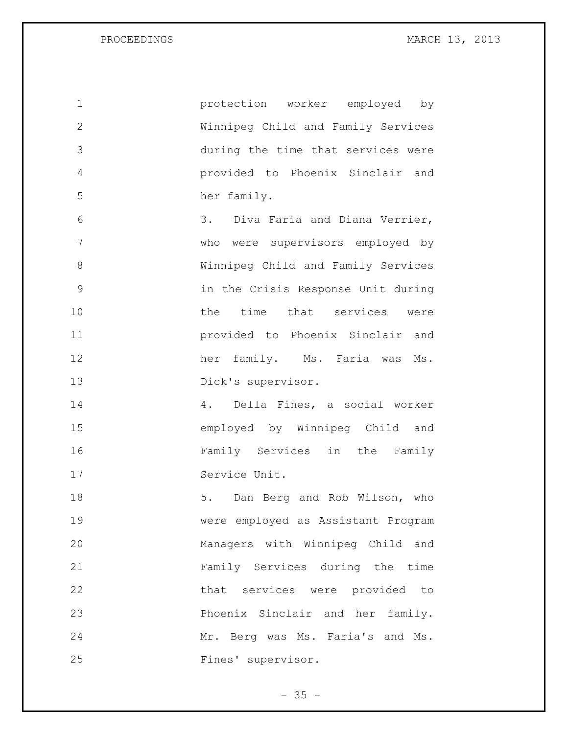protection worker employed by Winnipeg Child and Family Services during the time that services were provided to Phoenix Sinclair and her family.

3. Diva Faria and Diana Verrier, who were supervisors employed by Winnipeg Child and Family Services in the Crisis Response Unit during the time that services were provided to Phoenix Sinclair and her family. Ms. Faria was Ms. Dick's supervisor.

4. Della Fines, a social worker employed by Winnipeg Child and Family Services in the Family Service Unit.

5. Dan Berg and Rob Wilson, who were employed as Assistant Program Managers with Winnipeg Child and Family Services during the time that services were provided to Phoenix Sinclair and her family. Mr. Berg was Ms. Faria's and Ms. Fines' supervisor.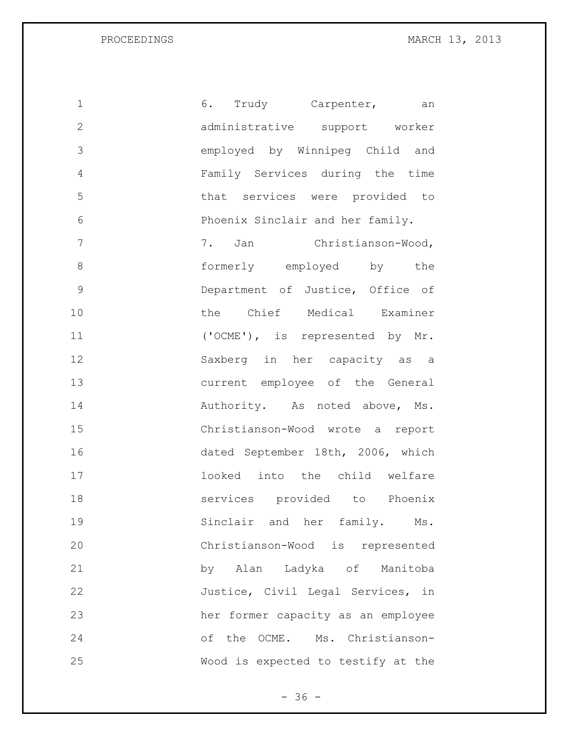6. Trudy Carpenter, an administrative support worker employed by Winnipeg Child and Family Services during the time that services were provided to Phoenix Sinclair and her family.

7. Jan Christianson-Wood, formerly employed by the Department of Justice, Office of the Chief Medical Examiner ('OCME'), is represented by Mr. Saxberg in her capacity as a current employee of the General Authority. As noted above, Ms. Christianson-Wood wrote a report dated September 18th, 2006, which looked into the child welfare services provided to Phoenix Sinclair and her family. Ms. Christianson-Wood is represented by Alan Ladyka of Manitoba Justice, Civil Legal Services, in her former capacity as an employee of the OCME. Ms. Christianson-Wood is expected to testify at the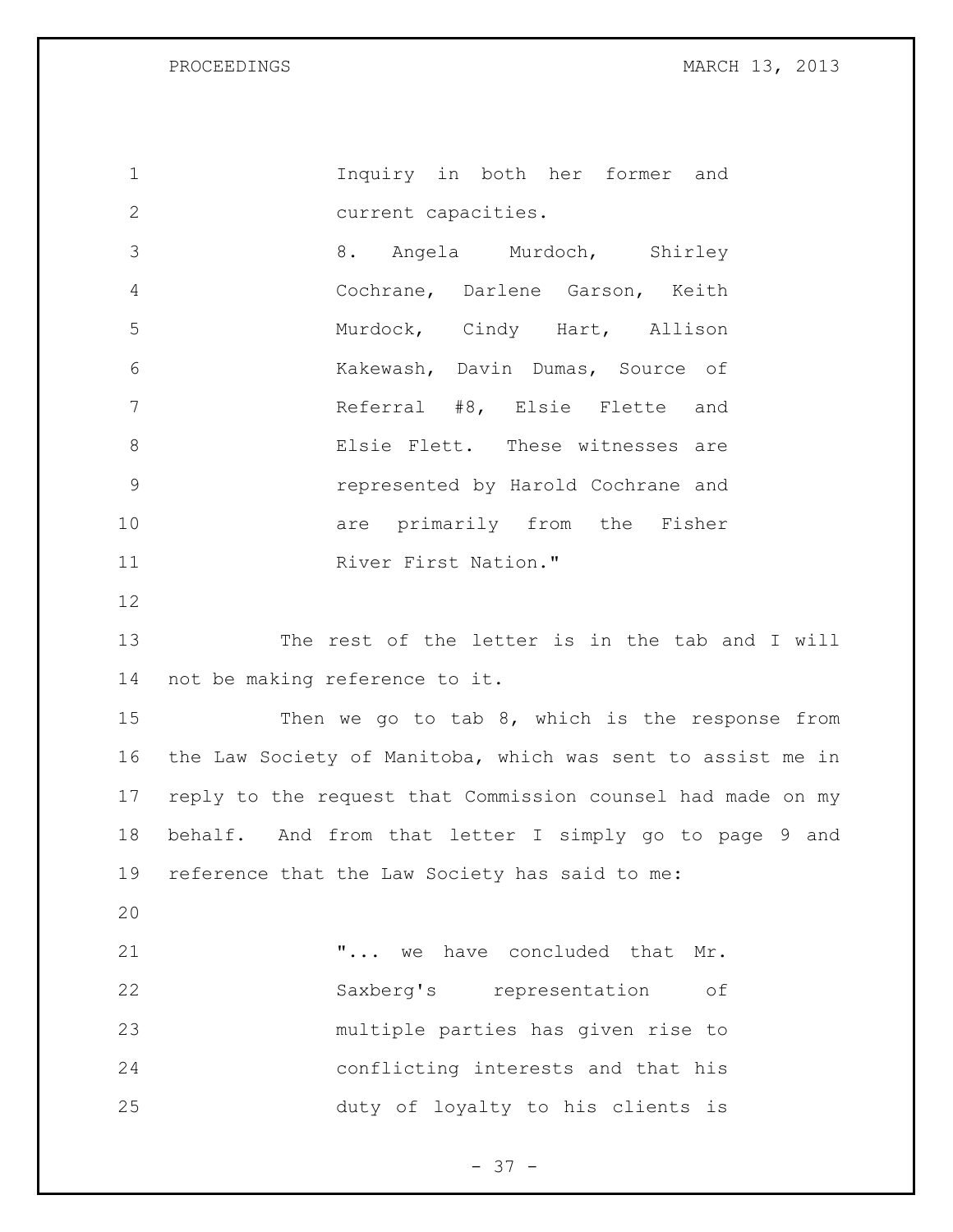Inquiry in both her former and current capacities.

8. Angela Murdoch, Shirley Cochrane, Darlene Garson, Keith Murdock, Cindy Hart, Allison Kakewash, Davin Dumas, Source of Referral #8, Elsie Flette and Elsie Flett. These witnesses are represented by Harold Cochrane and are primarily from the Fisher River First Nation."

The rest of the letter is in the tab and I will not be making reference to it.

Then we go to tab 8, which is the response from the Law Society of Manitoba, which was sent to assist me in reply to the request that Commission counsel had made on my behalf. And from that letter I simply go to page 9 and reference that the Law Society has said to me:

> "... we have concluded that Mr. Saxberg's representation of multiple parties has given rise to conflicting interests and that his duty of loyalty to his clients is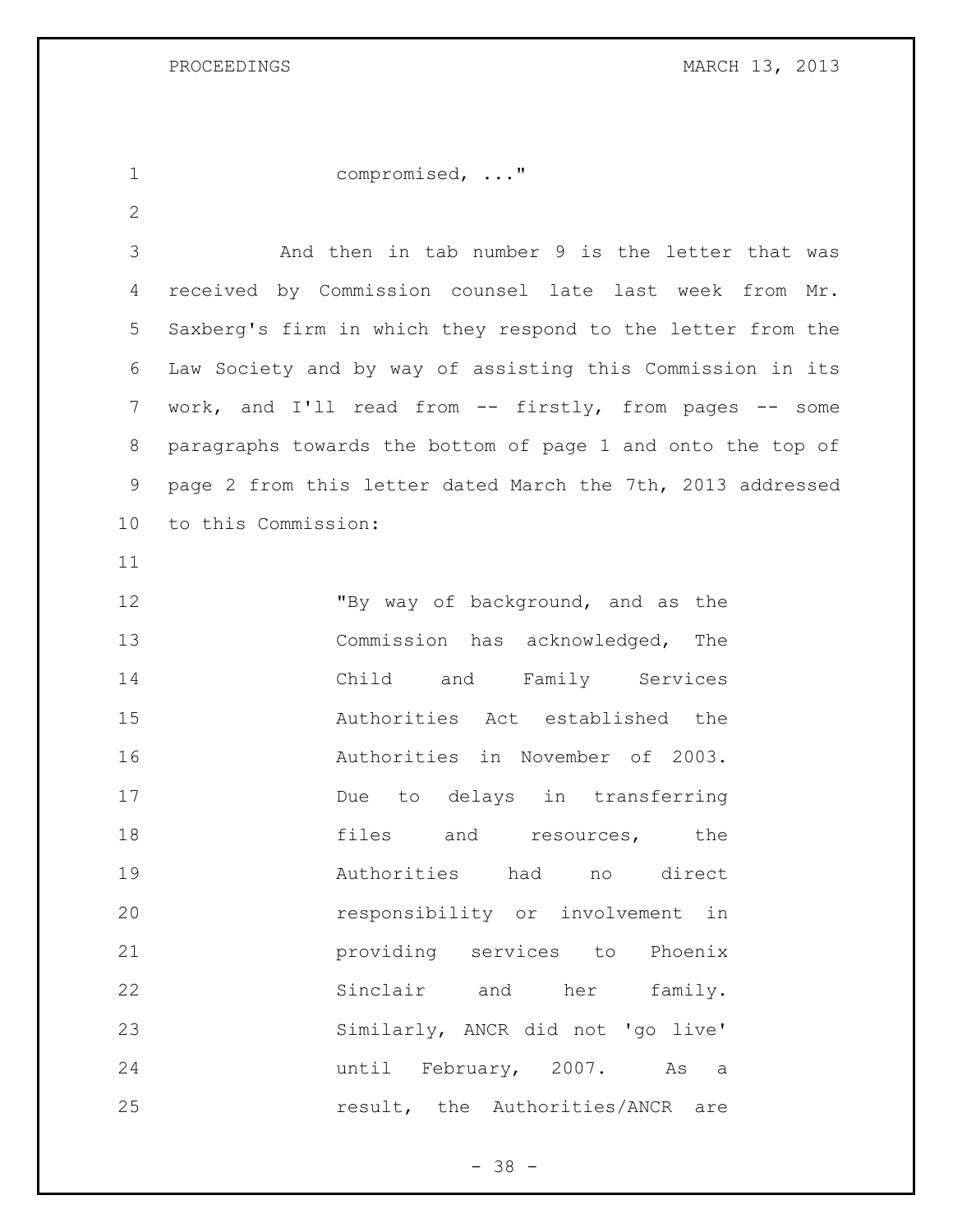compromised, ..."

And then in tab number 9 is the letter that was received by Commission counsel late last week from Mr. Saxberg's firm in which they respond to the letter from the Law Society and by way of assisting this Commission in its work, and I'll read from -- firstly, from pages -- some paragraphs towards the bottom of page 1 and onto the top of page 2 from this letter dated March the 7th, 2013 addressed to this Commission:

> "By way of background, and as the Commission has acknowledged, The Child and Family Services Authorities Act established the Authorities in November of 2003. Due to delays in transferring files and resources, the Authorities had no direct responsibility or involvement in providing services to Phoenix Sinclair and her family. Similarly, ANCR did not 'go live' until February, 2007. As a result, the Authorities/ANCR are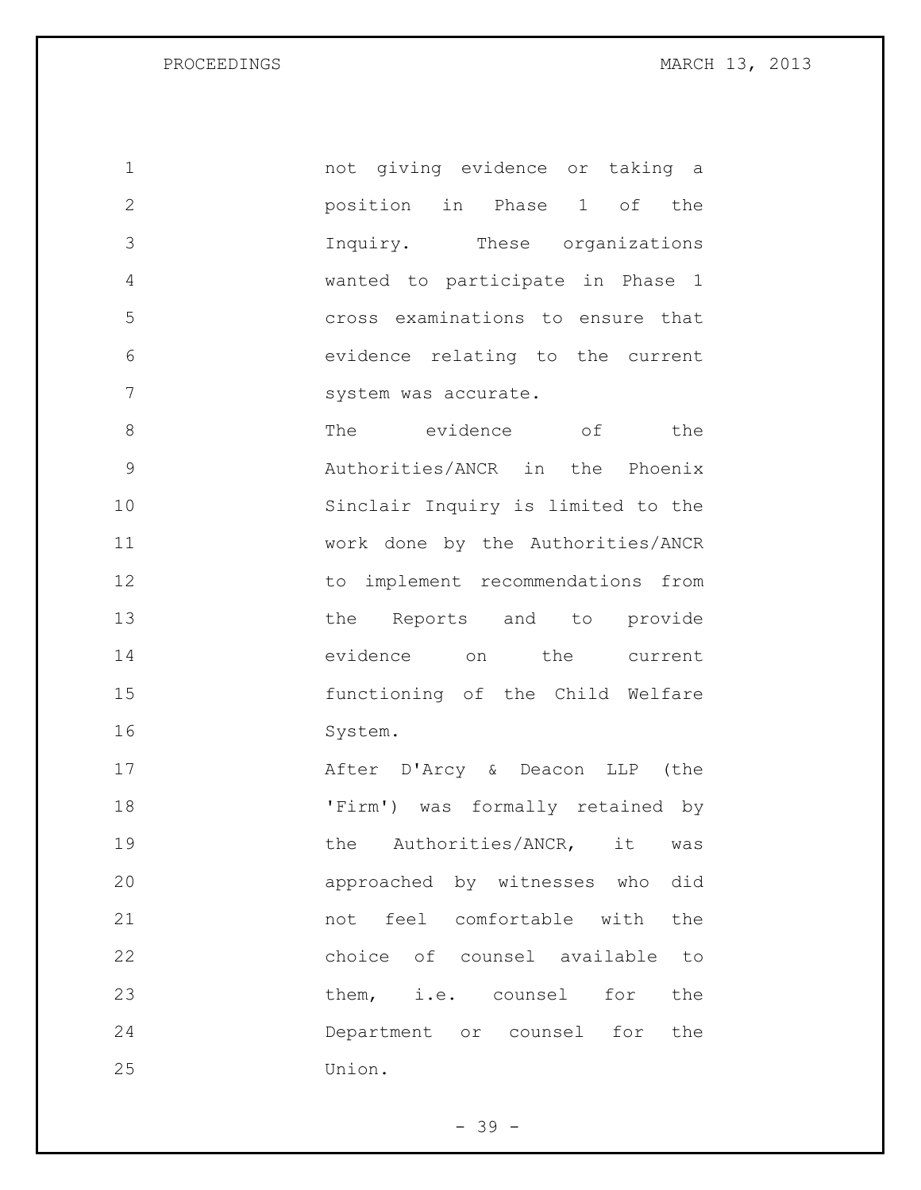not giving evidence or taking a position in Phase 1 of the Inquiry. These organizations wanted to participate in Phase 1 cross examinations to ensure that evidence relating to the current system was accurate.

The evidence of the Authorities/ANCR in the Phoenix Sinclair Inquiry is limited to the work done by the Authorities/ANCR to implement recommendations from the Reports and to provide evidence on the current functioning of the Child Welfare System.

After D'Arcy & Deacon LLP (the 'Firm') was formally retained by the Authorities/ANCR, it was approached by witnesses who did not feel comfortable with the choice of counsel available to them, i.e. counsel for the Department or counsel for the Union.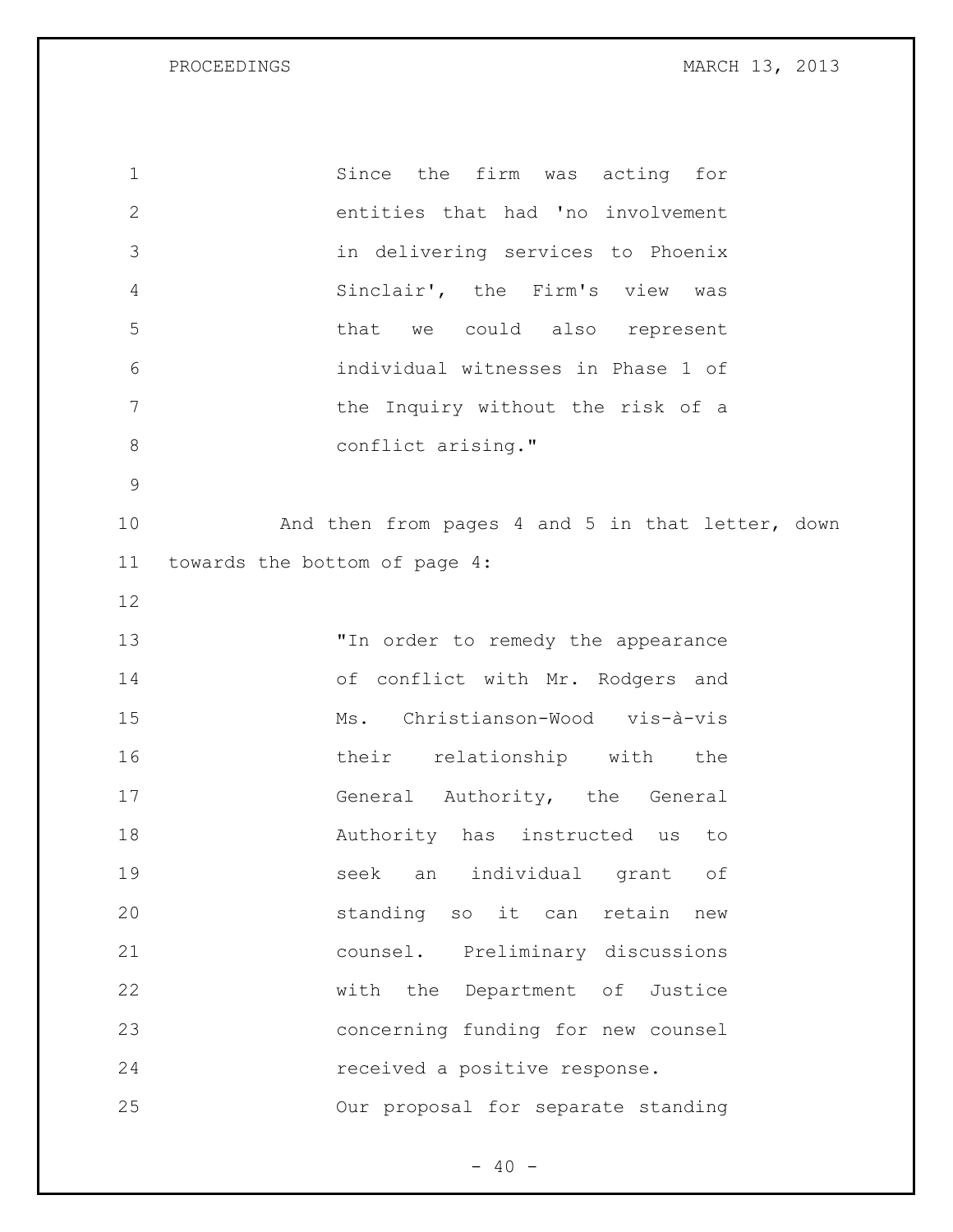Since the firm was acting for entities that had 'no involvement in delivering services to Phoenix Sinclair', the Firm's view was that we could also represent individual witnesses in Phase 1 of the Inquiry without the risk of a conflict arising."

And then from pages 4 and 5 in that letter, down towards the bottom of page 4:

"In order to remedy the appearance of conflict with Mr. Rodgers and Ms. Christianson-Wood vis-à-vis their relationship with the General Authority, the General Authority has instructed us to seek an individual grant of standing so it can retain new counsel. Preliminary discussions with the Department of Justice concerning funding for new counsel received a positive response.

Our proposal for separate standing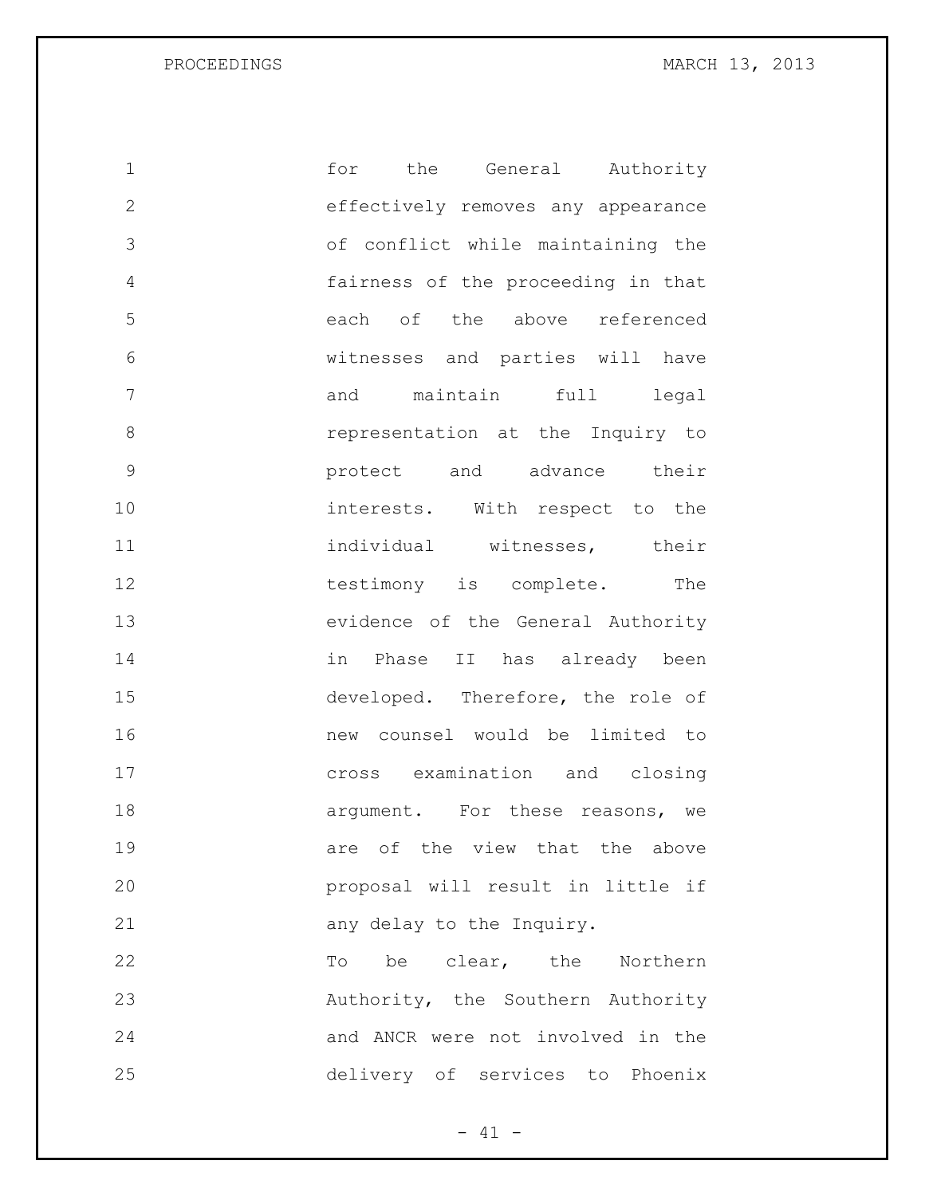for the General Authority effectively removes any appearance of conflict while maintaining the fairness of the proceeding in that each of the above referenced witnesses and parties will have and maintain full legal representation at the Inquiry to protect and advance their interests. With respect to the individual witnesses, their testimony is complete. The evidence of the General Authority in Phase II has already been developed. Therefore, the role of new counsel would be limited to cross examination and closing argument. For these reasons, we are of the view that the above proposal will result in little if any delay to the Inquiry.

To be clear, the Northern Authority, the Southern Authority and ANCR were not involved in the delivery of services to Phoenix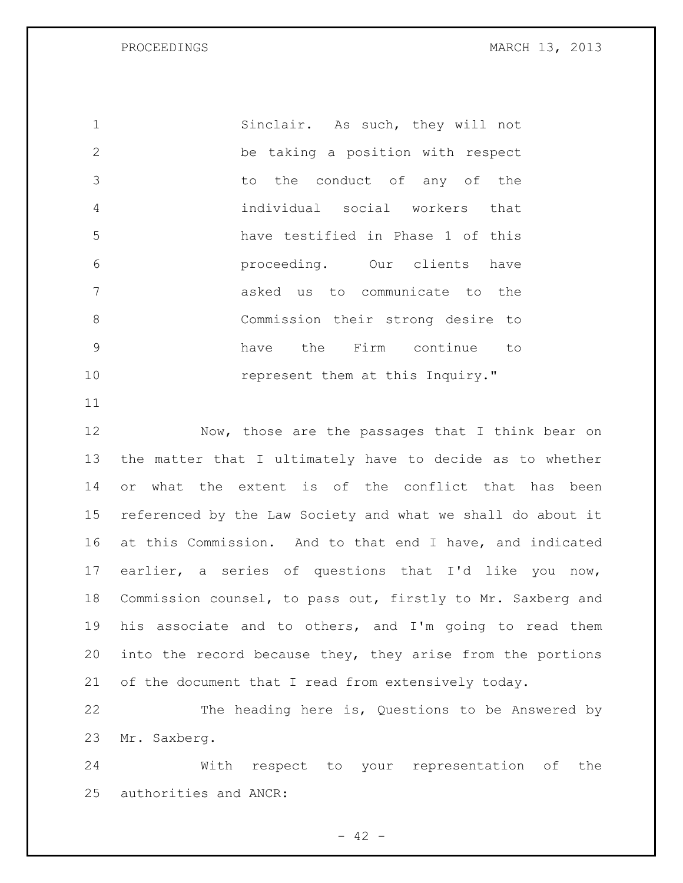> Sinclair. As such, they will not be taking a position with respect to the conduct of any of the individual social workers that have testified in Phase 1 of this proceeding. Our clients have asked us to communicate to the Commission their strong desire to have the Firm continue to represent them at this Inquiry."

Now, those are the passages that I think bear on the matter that I ultimately have to decide as to whether or what the extent is of the conflict that has been referenced by the Law Society and what we shall do about it at this Commission. And to that end I have, and indicated earlier, a series of questions that I'd like you now, Commission counsel, to pass out, firstly to Mr. Saxberg and his associate and to others, and I'm going to read them into the record because they, they arise from the portions of the document that I read from extensively today.

The heading here is, Questions to be Answered by Mr. Saxberg.

With respect to your representation of the authorities and ANCR: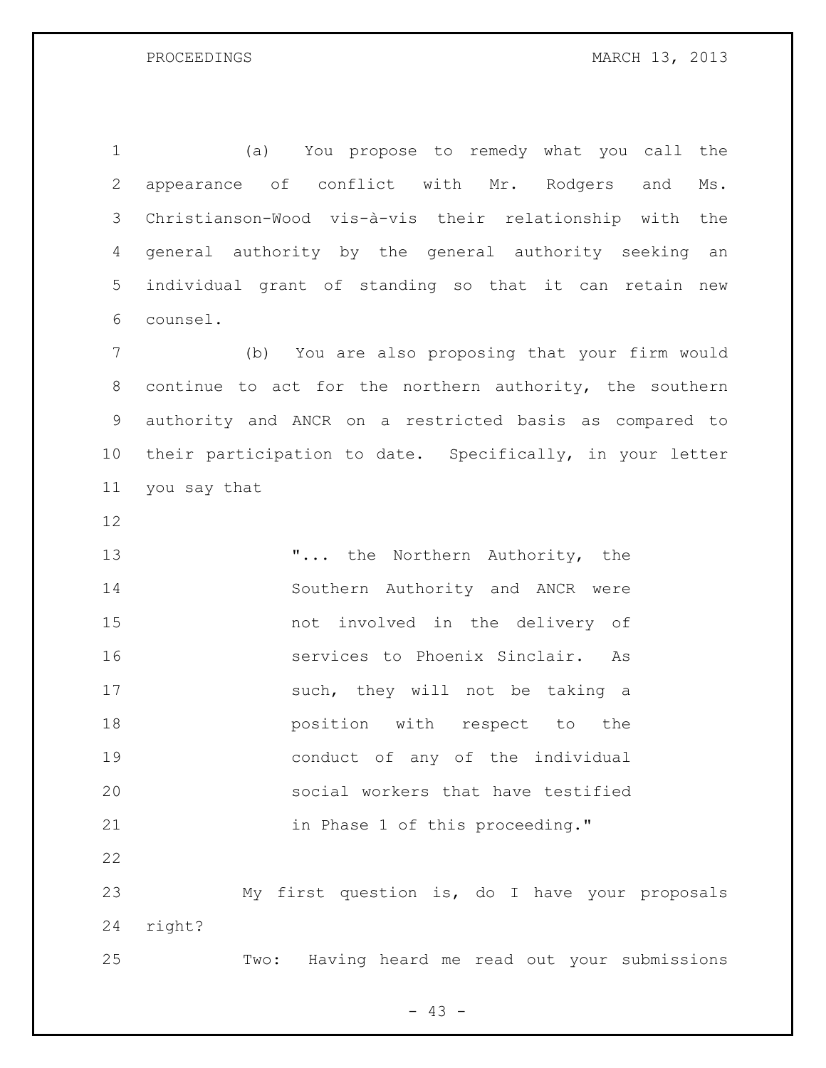(a) You propose to remedy what you call the appearance of conflict with Mr. Rodgers and Ms. Christianson-Wood vis-à-vis their relationship with the general authority by the general authority seeking an individual grant of standing so that it can retain new counsel.

(b) You are also proposing that your firm would continue to act for the northern authority, the southern authority and ANCR on a restricted basis as compared to their participation to date. Specifically, in your letter you say that

> "... the Northern Authority, the Southern Authority and ANCR were not involved in the delivery of services to Phoenix Sinclair. As such, they will not be taking a position with respect to the conduct of any of the individual social workers that have testified in Phase 1 of this proceeding."

My first question is, do I have your proposals right?

Two: Having heard me read out your submissions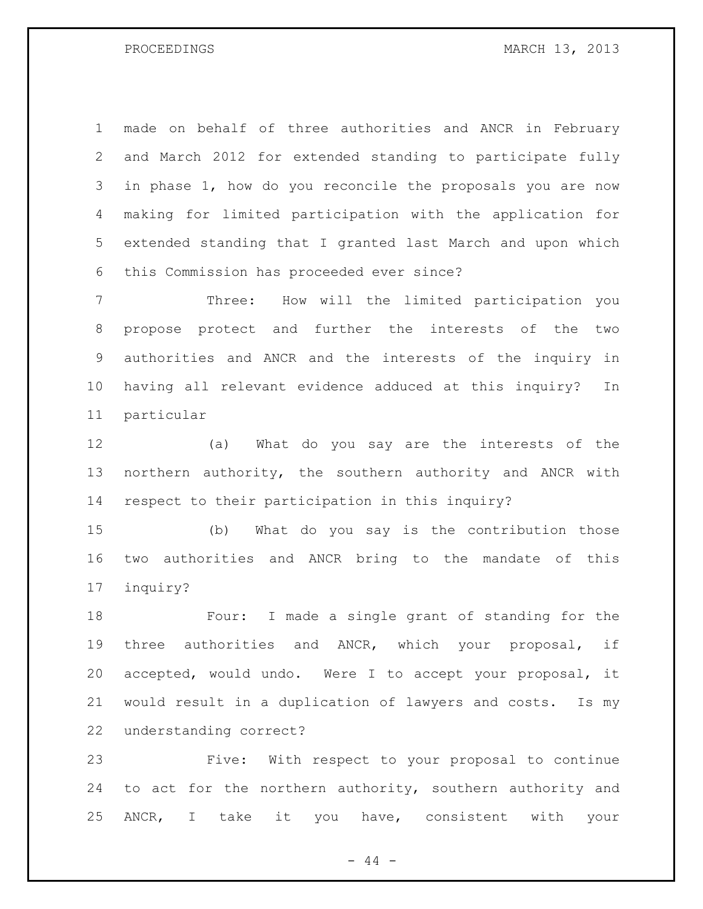made on behalf of three authorities and ANCR in February and March 2012 for extended standing to participate fully in phase 1, how do you reconcile the proposals you are now making for limited participation with the application for extended standing that I granted last March and upon which this Commission has proceeded ever since?

Three: How will the limited participation you propose protect and further the interests of the two authorities and ANCR and the interests of the inquiry in having all relevant evidence adduced at this inquiry? In particular

(a) What do you say are the interests of the northern authority, the southern authority and ANCR with respect to their participation in this inquiry?

(b) What do you say is the contribution those two authorities and ANCR bring to the mandate of this inquiry?

Four: I made a single grant of standing for the three authorities and ANCR, which your proposal, if accepted, would undo. Were I to accept your proposal, it would result in a duplication of lawyers and costs. Is my understanding correct?

Five: With respect to your proposal to continue to act for the northern authority, southern authority and ANCR, I take it you have, consistent with your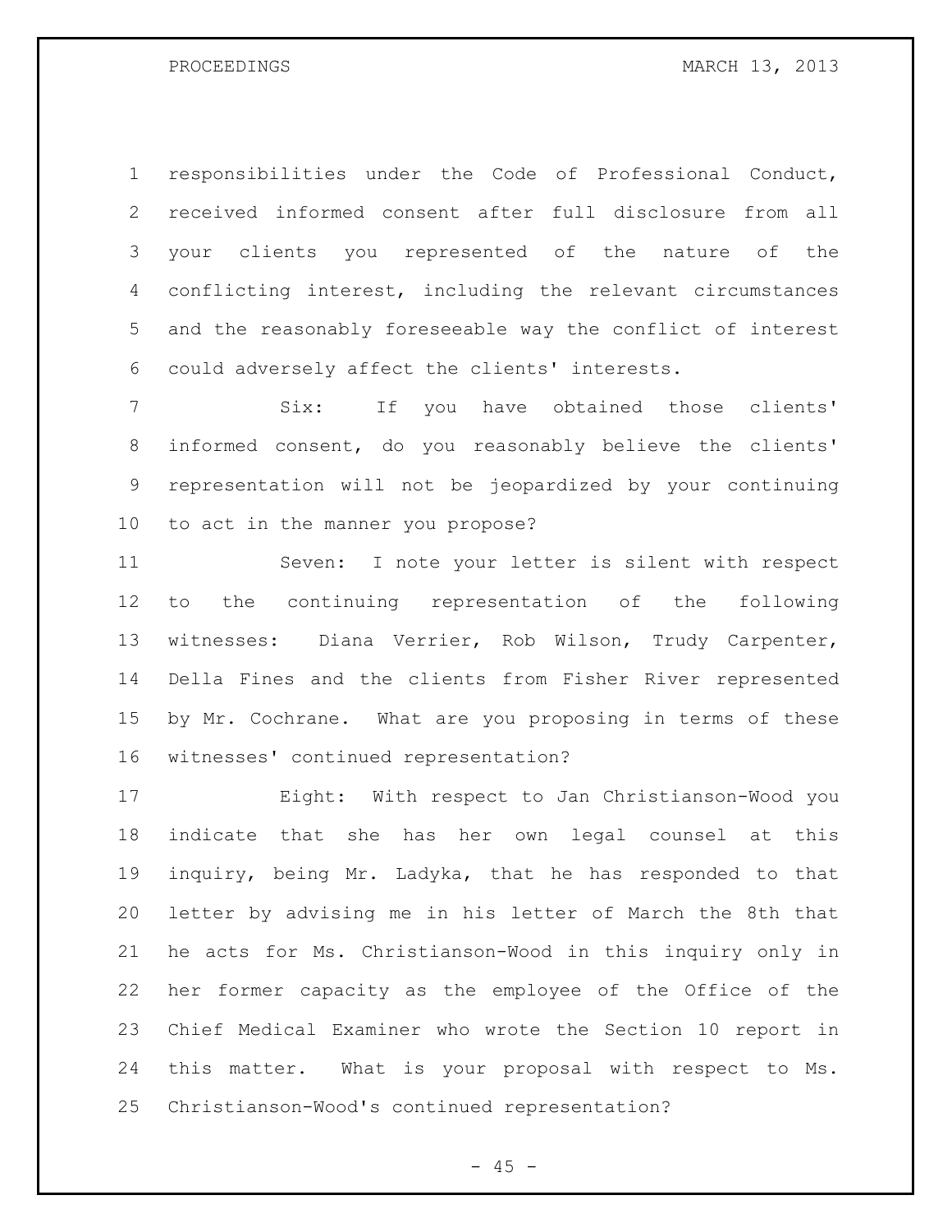responsibilities under the Code of Professional Conduct, received informed consent after full disclosure from all your clients you represented of the nature of the conflicting interest, including the relevant circumstances and the reasonably foreseeable way the conflict of interest could adversely affect the clients' interests.

Six: If you have obtained those clients' informed consent, do you reasonably believe the clients' representation will not be jeopardized by your continuing to act in the manner you propose?

Seven: I note your letter is silent with respect to the continuing representation of the following witnesses: Diana Verrier, Rob Wilson, Trudy Carpenter, Della Fines and the clients from Fisher River represented by Mr. Cochrane. What are you proposing in terms of these witnesses' continued representation?

Eight: With respect to Jan Christianson-Wood you indicate that she has her own legal counsel at this inquiry, being Mr. Ladyka, that he has responded to that letter by advising me in his letter of March the 8th that he acts for Ms. Christianson-Wood in this inquiry only in her former capacity as the employee of the Office of the Chief Medical Examiner who wrote the Section 10 report in this matter. What is your proposal with respect to Ms. Christianson-Wood's continued representation?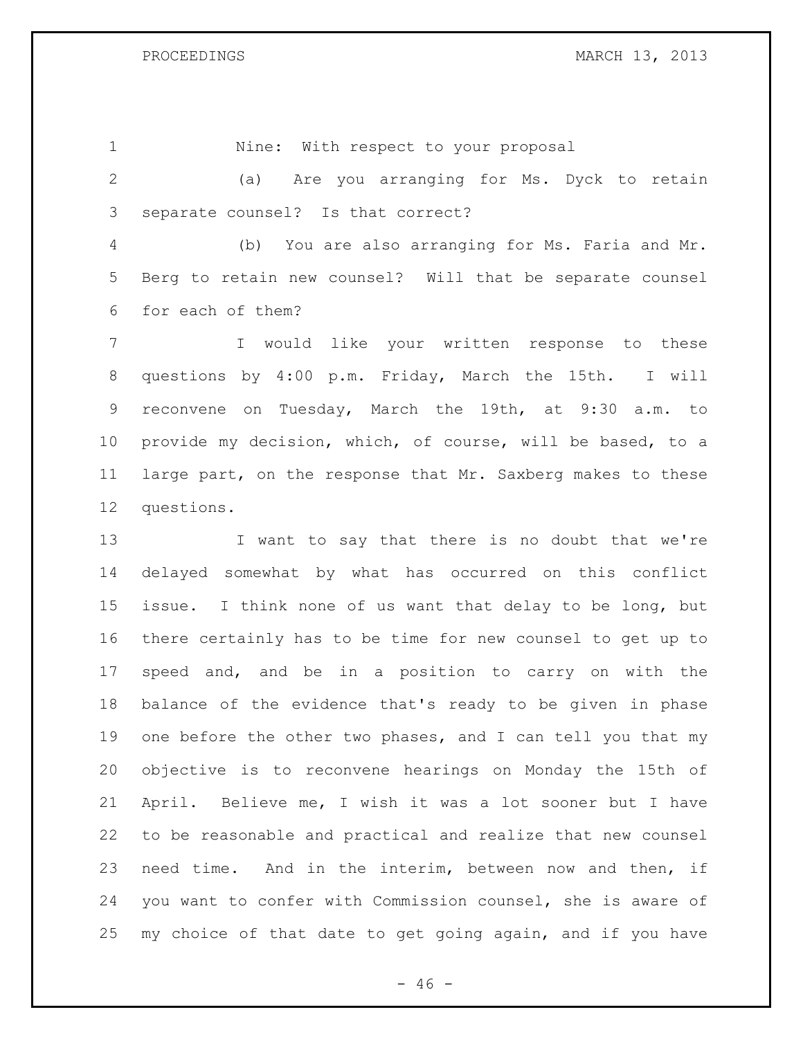Nine: With respect to your proposal

(a) Are you arranging for Ms. Dyck to retain separate counsel? Is that correct?

(b) You are also arranging for Ms. Faria and Mr. Berg to retain new counsel? Will that be separate counsel for each of them?

I would like your written response to these questions by 4:00 p.m. Friday, March the 15th. I will reconvene on Tuesday, March the 19th, at 9:30 a.m. to provide my decision, which, of course, will be based, to a large part, on the response that Mr. Saxberg makes to these questions.

I want to say that there is no doubt that we're delayed somewhat by what has occurred on this conflict issue. I think none of us want that delay to be long, but there certainly has to be time for new counsel to get up to speed and, and be in a position to carry on with the balance of the evidence that's ready to be given in phase one before the other two phases, and I can tell you that my objective is to reconvene hearings on Monday the 15th of April. Believe me, I wish it was a lot sooner but I have to be reasonable and practical and realize that new counsel need time. And in the interim, between now and then, if you want to confer with Commission counsel, she is aware of my choice of that date to get going again, and if you have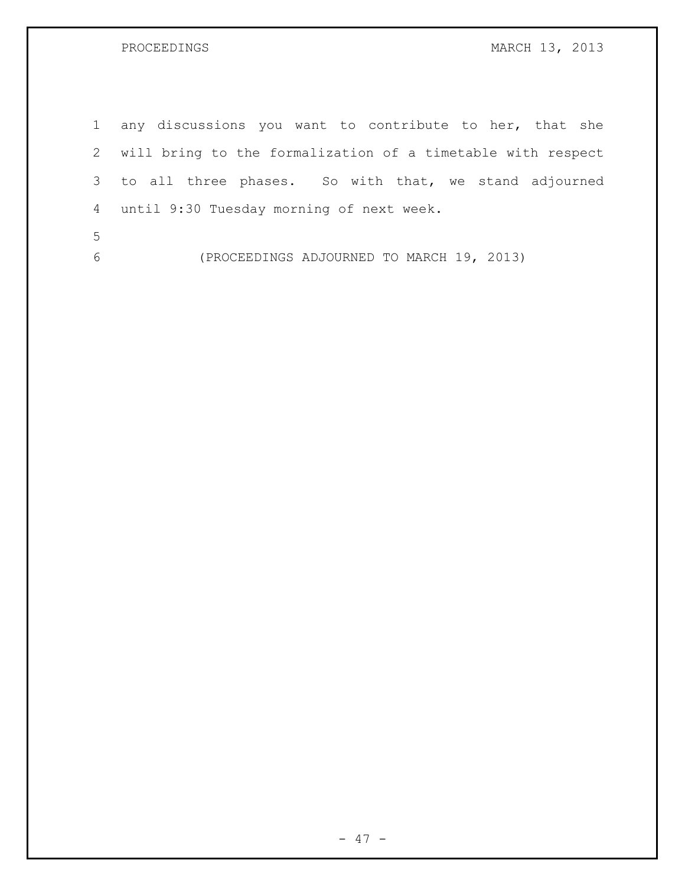any discussions you want to contribute to her, that she will bring to the formalization of a timetable with respect to all three phases. So with that, we stand adjourned until 9:30 Tuesday morning of next week.

(PROCEEDINGS ADJOURNED TO MARCH 19, 2013)